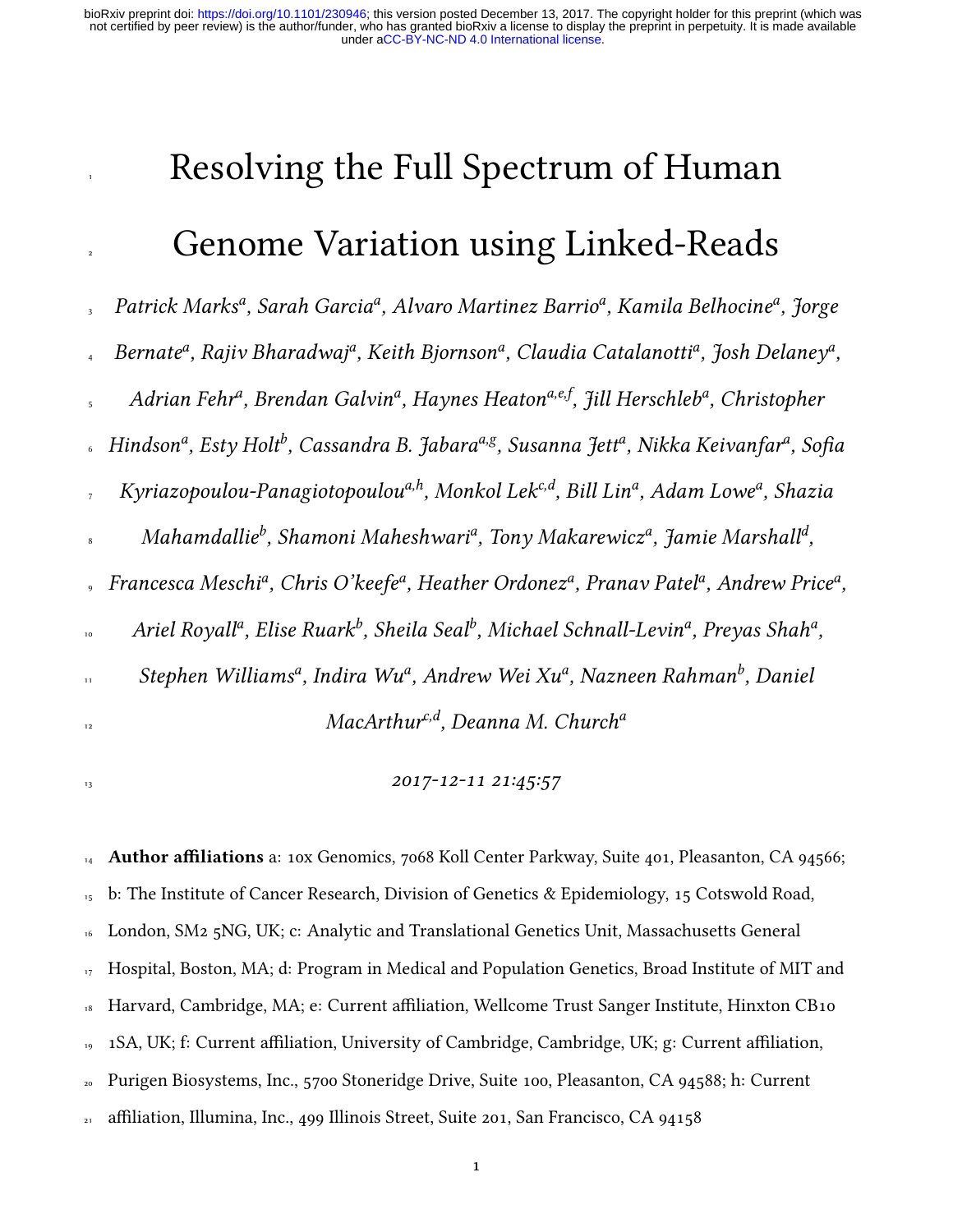# Resolving the Full Spectrum of Human Genome Variation using Linked-Reads

*Patrick Marks[a], Sarah Garcia[a], Alvaro Martinez Barrio[a], Kamila Belhocine[a], Jorge Bernate[a], Rajiv Bharadwaj[a], Keith Bjornson[a], Claudia Catalanotti[a], Josh Delaney[a], Adrian Fehr[a], Brendan Galvin[a], Haynes Heaton[a,e,f], Jill Herschleb[a], Christopher Hindson[a], Esty Holt[b], Cassandra B. Jabara[a,g], Susanna Jett[a], Nikka Keivanfar[a], Sofia Kyriazopoulou-Panagiotopoulou[a,h], Monkol Lek[c,d], Bill Lin[a], Adam Lowe[a], Shazia Mahamdallie[b], Shamoni Maheshwari[a], Tony Makarewicz[a], Jamie Marshall[d], Francesca Meschi[a], Chris O'keefe[a], Heather Ordonez[a], Pranav Patel[a], Andrew Price[a], Ariel Royall[a], Elise Ruark[b], Sheila Seal[b], Michael Schnall-Levin[a], Preyas Shah[a], Stephen Williams[a], Indira Wu[a], Andrew Wei Xu[a], Nazneen Rahman[b], Daniel MacArthur[c,d], Deanna M. Church[a]*

*2017-12-11 21:45:57*

**Author affiliations** a: 10x Genomics, 7068 Koll Center Parkway, Suite 401, Pleasanton, CA 94566; b: The Institute of Cancer Research, Division of Genetics & Epidemiology, 15 Cotswold Road, London, SM2 5NG, UK; c: Analytic and Translational Genetics Unit, Massachusetts General Hospital, Boston, MA; d: Program in Medical and Population Genetics, Broad Institute of MIT and Harvard, Cambridge, MA; e: Current affiliation, Wellcome Trust Sanger Institute, Hinxton CB10 1SA, UK; f: Current affiliation, University of Cambridge, Cambridge, UK; g: Current affiliation, Purigen Biosystems, Inc., 5700 Stoneridge Drive, Suite 100, Pleasanton, CA 94588; h: Current affiliation, Illumina, Inc., 499 Illinois Street, Suite 201, San Francisco, CA 94158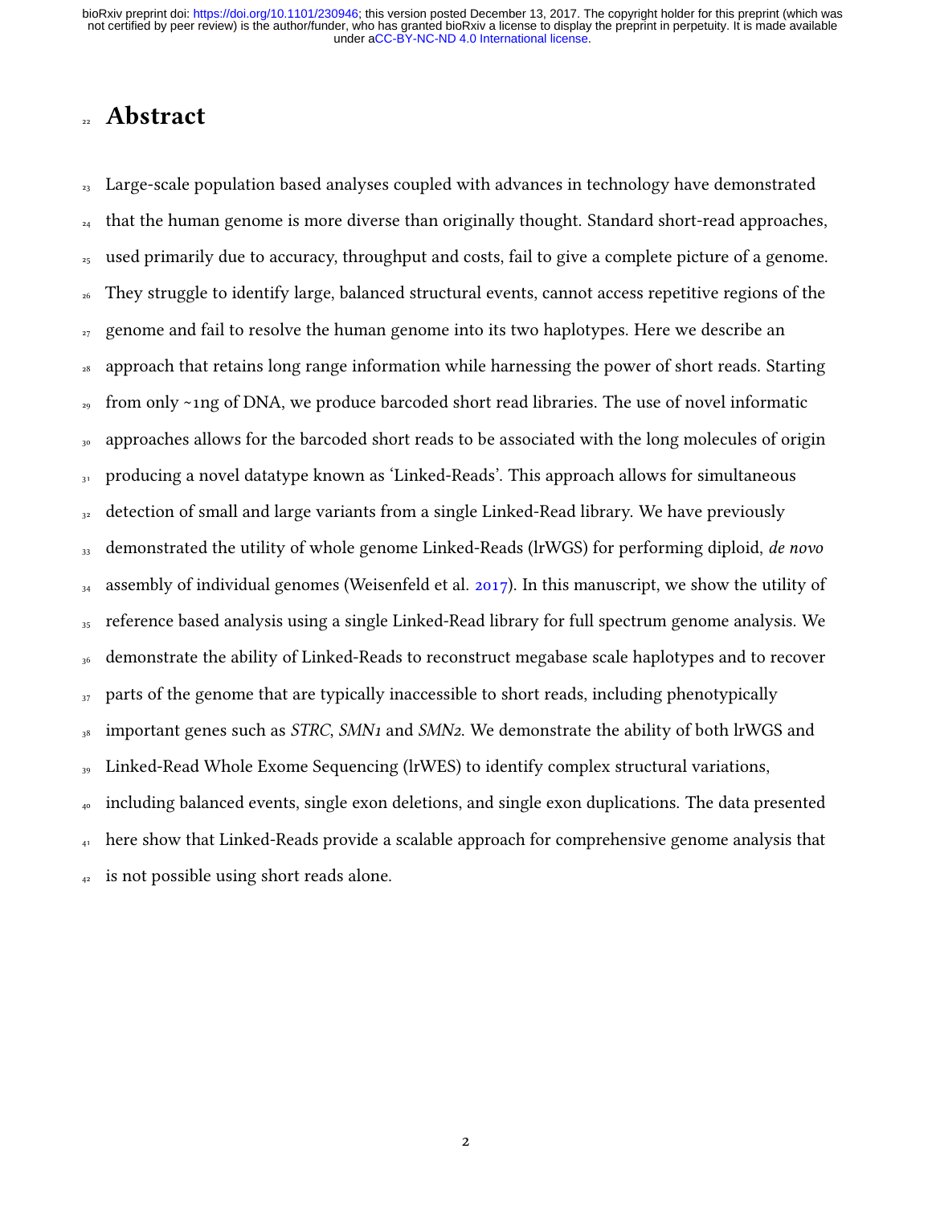# Abstract

Large-scale population based analyses coupled with advances in technology have demonstrated that the human genome is more diverse than originally thought. Standard short-read approaches, used primarily due to accuracy, throughput and costs, fail to give a complete picture of a genome. They struggle to identify large, balanced structural events, cannot access repetitive regions of the genome and fail to resolve the human genome into its two haplotypes. Here we describe an approach that retains long range information while harnessing the power of short reads. Starting from only ~1ng of DNA, we produce barcoded short read libraries. The use of novel informatic approaches allows for the barcoded short reads to be associated with the long molecules of origin producing a novel datatype known as 'Linked-Reads'. This approach allows for simultaneous detection of small and large variants from a single Linked-Read library. We have previously demonstrated the utility of whole genome Linked-Reads (lrWGS) for performing diploid, *de novo* assembly of individual genomes (Weisenfeld et al. 2017). In this manuscript, we show the utility of reference based analysis using a single Linked-Read library for full spectrum genome analysis. We demonstrate the ability of Linked-Reads to reconstruct megabase scale haplotypes and to recover parts of the genome that are typically inaccessible to short reads, including phenotypically important genes such as *STRC*, *SMN1* and *SMN2*. We demonstrate the ability of both lrWGS and Linked-Read Whole Exome Sequencing (lrWES) to identify complex structural variations, including balanced events, single exon deletions, and single exon duplications. The data presented here show that Linked-Reads provide a scalable approach for comprehensive genome analysis that is not possible using short reads alone.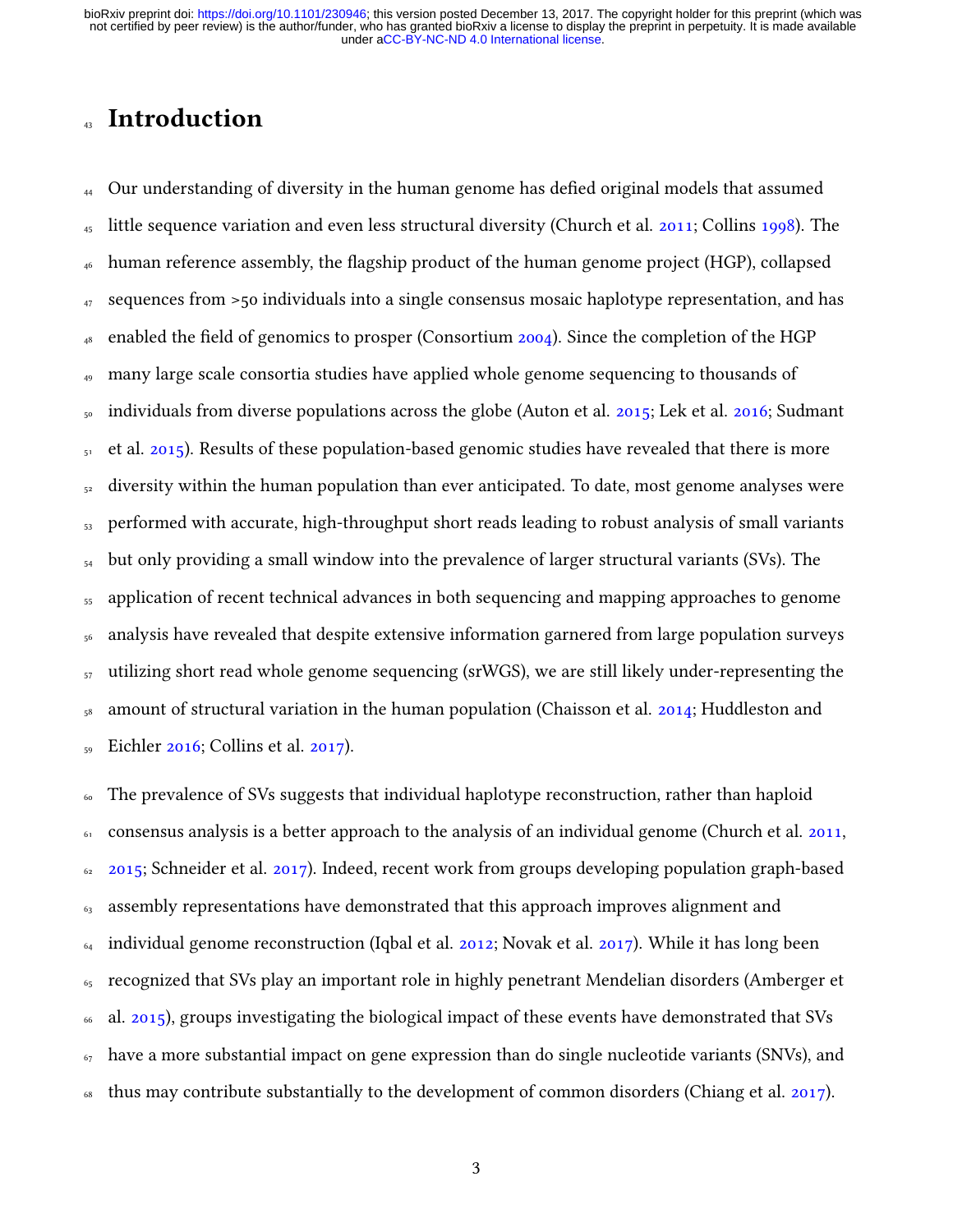# Introduction

Our understanding of diversity in the human genome has defied original models that assumed little sequence variation and even less structural diversity (Church et al. 2011; Collins 1998). The human reference assembly, the flagship product of the human genome project (HGP), collapsed sequences from >50 individuals into a single consensus mosaic haplotype representation, and has enabled the field of genomics to prosper (Consortium 2004). Since the completion of the HGP many large scale consortia studies have applied whole genome sequencing to thousands of individuals from diverse populations across the globe (Auton et al. 2015; Lek et al. 2016; Sudmant et al. 2015). Results of these population-based genomic studies have revealed that there is more diversity within the human population than ever anticipated. To date, most genome analyses were performed with accurate, high-throughput short reads leading to robust analysis of small variants but only providing a small window into the prevalence of larger structural variants (SVs). The application of recent technical advances in both sequencing and mapping approaches to genome analysis have revealed that despite extensive information garnered from large population surveys utilizing short read whole genome sequencing (srWGS), we are still likely under-representing the amount of structural variation in the human population (Chaisson et al. 2014; Huddleston and Eichler 2016; Collins et al. 2017).

The prevalence of SVs suggests that individual haplotype reconstruction, rather than haploid consensus analysis is a better approach to the analysis of an individual genome (Church et al. 2011, 2015; Schneider et al. 2017). Indeed, recent work from groups developing population graph-based assembly representations have demonstrated that this approach improves alignment and individual genome reconstruction (Iqbal et al. 2012; Novak et al. 2017). While it has long been recognized that SVs play an important role in highly penetrant Mendelian disorders (Amberger et al. 2015), groups investigating the biological impact of these events have demonstrated that SVs have a more substantial impact on gene expression than do single nucleotide variants (SNVs), and thus may contribute substantially to the development of common disorders (Chiang et al. 2017).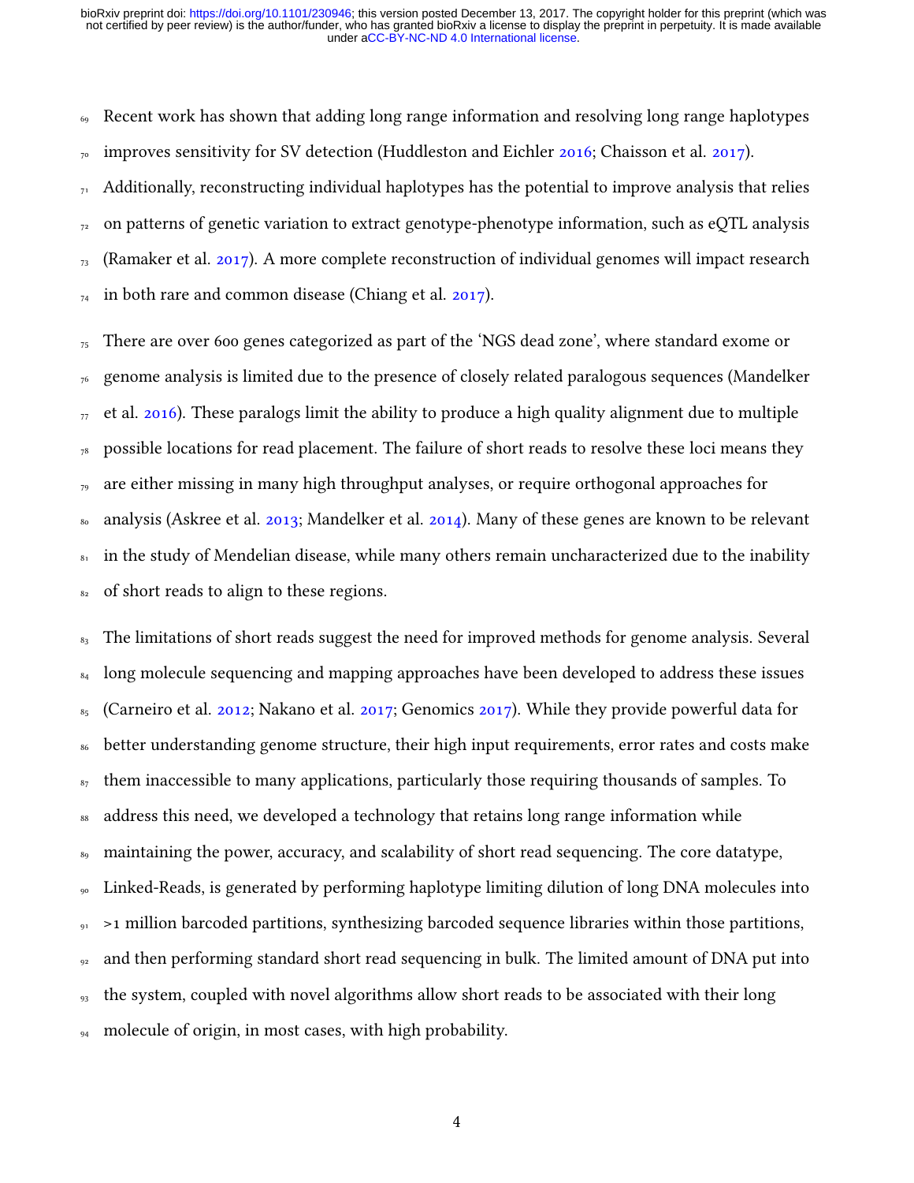Recent work has shown that adding long range information and resolving long range haplotypes improves sensitivity for SV detection (Huddleston and Eichler 2016; Chaisson et al. 2017). Additionally, reconstructing individual haplotypes has the potential to improve analysis that relies on patterns of genetic variation to extract genotype-phenotype information, such as eQTL analysis (Ramaker et al. 2017). A more complete reconstruction of individual genomes will impact research in both rare and common disease (Chiang et al. 2017).

There are over 600 genes categorized as part of the 'NGS dead zone', where standard exome or genome analysis is limited due to the presence of closely related paralogous sequences (Mandelker et al. 2016). These paralogs limit the ability to produce a high quality alignment due to multiple possible locations for read placement. The failure of short reads to resolve these loci means they are either missing in many high throughput analyses, or require orthogonal approaches for analysis (Askree et al. 2013; Mandelker et al. 2014). Many of these genes are known to be relevant in the study of Mendelian disease, while many others remain uncharacterized due to the inability of short reads to align to these regions.

The limitations of short reads suggest the need for improved methods for genome analysis. Several long molecule sequencing and mapping approaches have been developed to address these issues (Carneiro et al. 2012; Nakano et al. 2017; Genomics 2017). While they provide powerful data for better understanding genome structure, their high input requirements, error rates and costs make them inaccessible to many applications, particularly those requiring thousands of samples. To address this need, we developed a technology that retains long range information while maintaining the power, accuracy, and scalability of short read sequencing. The core datatype, Linked-Reads, is generated by performing haplotype limiting dilution of long DNA molecules into >1 million barcoded partitions, synthesizing barcoded sequence libraries within those partitions, and then performing standard short read sequencing in bulk. The limited amount of DNA put into the system, coupled with novel algorithms allow short reads to be associated with their long molecule of origin, in most cases, with high probability.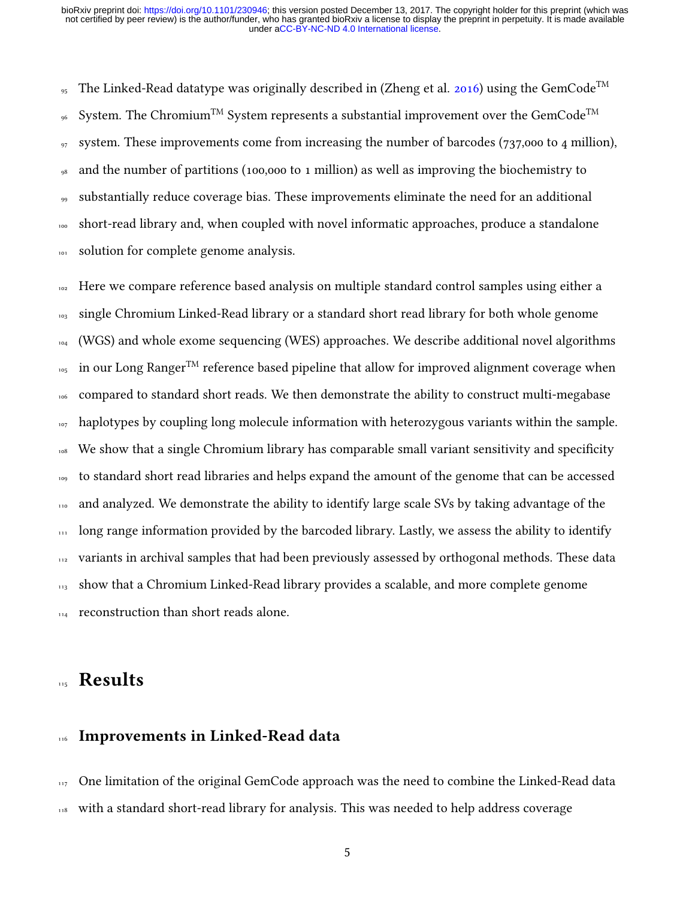The Linked-Read datatype was originally described in (Zheng et al. 2016) using the GemCode™ System. The Chromium™ System represents a substantial improvement over the GemCode™ system. These improvements come from increasing the number of barcodes (737,000 to 4 million), and the number of partitions (100,000 to 1 million) as well as improving the biochemistry to substantially reduce coverage bias. These improvements eliminate the need for an additional short-read library and, when coupled with novel informatic approaches, produce a standalone solution for complete genome analysis.

Here we compare reference based analysis on multiple standard control samples using either a single Chromium Linked-Read library or a standard short read library for both whole genome (WGS) and whole exome sequencing (WES) approaches. We describe additional novel algorithms in our Long Ranger™ reference based pipeline that allow for improved alignment coverage when compared to standard short reads. We then demonstrate the ability to construct multi-megabase haplotypes by coupling long molecule information with heterozygous variants within the sample. We show that a single Chromium library has comparable small variant sensitivity and specificity to standard short read libraries and helps expand the amount of the genome that can be accessed and analyzed. We demonstrate the ability to identify large scale SVs by taking advantage of the long range information provided by the barcoded library. Lastly, we assess the ability to identify variants in archival samples that had been previously assessed by orthogonal methods. These data show that a Chromium Linked-Read library provides a scalable, and more complete genome reconstruction than short reads alone.

# Results

## Improvements in Linked-Read data

One limitation of the original GemCode approach was the need to combine the Linked-Read data with a standard short-read library for analysis. This was needed to help address coverage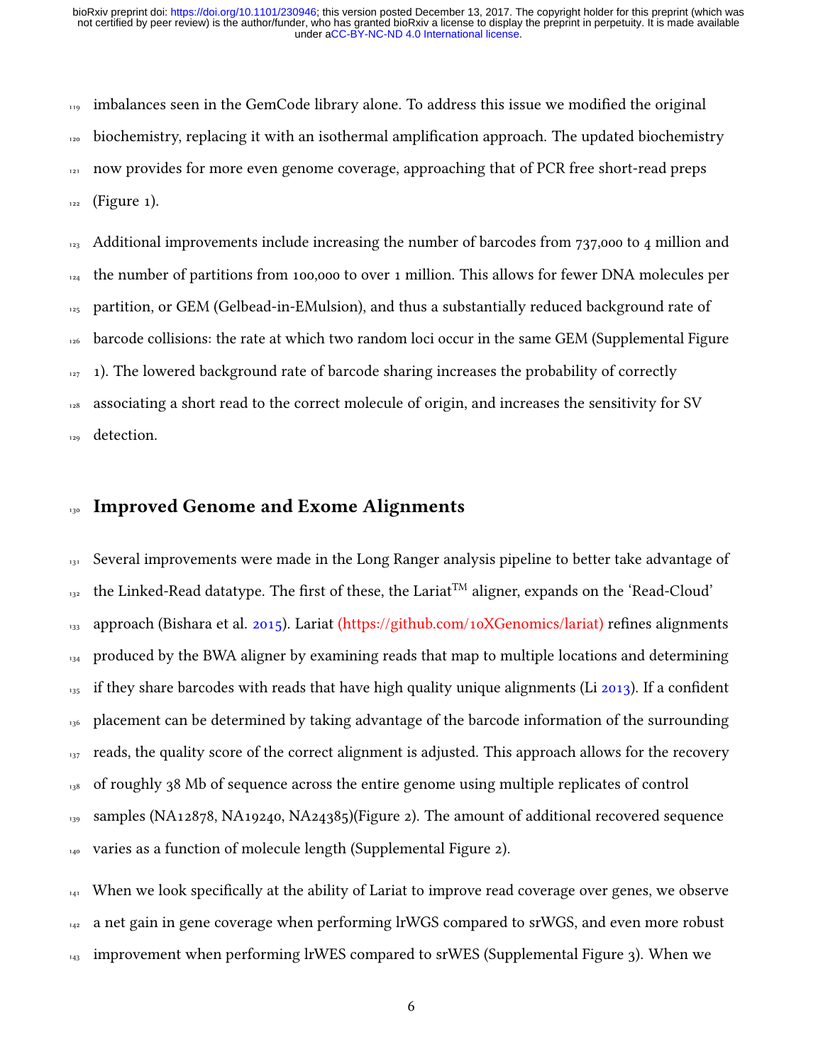imbalances seen in the GemCode library alone. To address this issue we modified the original biochemistry, replacing it with an isothermal amplification approach. The updated biochemistry now provides for more even genome coverage, approaching that of PCR free short-read preps (Figure 1).

Additional improvements include increasing the number of barcodes from 737,000 to 4 million and the number of partitions from 100,000 to over 1 million. This allows for fewer DNA molecules per partition, or GEM (Gelbead-in-EMulsion), and thus a substantially reduced background rate of barcode collisions: the rate at which two random loci occur in the same GEM (Supplemental Figure 1). The lowered background rate of barcode sharing increases the probability of correctly associating a short read to the correct molecule of origin, and increases the sensitivity for SV detection.

## Improved Genome and Exome Alignments

Several improvements were made in the Long Ranger analysis pipeline to better take advantage of the Linked-Read datatype. The first of these, the Lariat™ aligner, expands on the 'Read-Cloud' approach (Bishara et al. 2015). Lariat (https://github.com/10XGenomics/lariat) refines alignments produced by the BWA aligner by examining reads that map to multiple locations and determining if they share barcodes with reads that have high quality unique alignments (Li 2013). If a confident placement can be determined by taking advantage of the barcode information of the surrounding reads, the quality score of the correct alignment is adjusted. This approach allows for the recovery of roughly 38 Mb of sequence across the entire genome using multiple replicates of control samples (NA12878, NA19240, NA24385)(Figure 2). The amount of additional recovered sequence varies as a function of molecule length (Supplemental Figure 2).

When we look specifically at the ability of Lariat to improve read coverage over genes, we observe a net gain in gene coverage when performing lrWGS compared to srWGS, and even more robust improvement when performing lrWES compared to srWES (Supplemental Figure 3). When we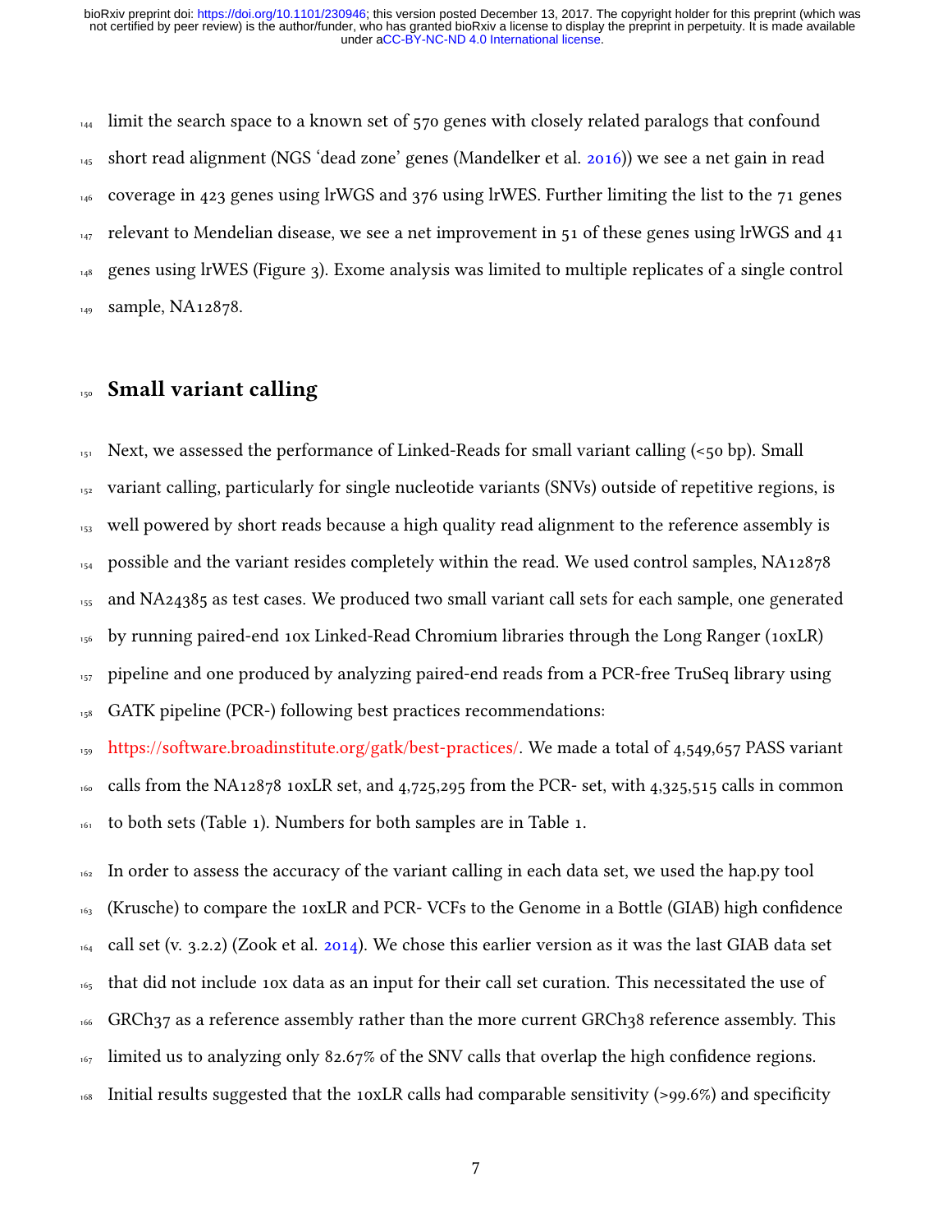limit the search space to a known set of 570 genes with closely related paralogs that confound short read alignment (NGS 'dead zone' genes (Mandelker et al. 2016)) we see a net gain in read coverage in 423 genes using lrWGS and 376 using lrWES. Further limiting the list to the 71 genes relevant to Mendelian disease, we see a net improvement in 51 of these genes using lrWGS and 41 genes using lrWES (Figure 3). Exome analysis was limited to multiple replicates of a single control sample, NA12878.

## Small variant calling

Next, we assessed the performance of Linked-Reads for small variant calling (<50 bp). Small variant calling, particularly for single nucleotide variants (SNVs) outside of repetitive regions, is well powered by short reads because a high quality read alignment to the reference assembly is possible and the variant resides completely within the read. We used control samples, NA12878 and NA24385 as test cases. We produced two small variant call sets for each sample, one generated by running paired-end 10x Linked-Read Chromium libraries through the Long Ranger (10xLR) pipeline and one produced by analyzing paired-end reads from a PCR-free TruSeq library using GATK pipeline (PCR-) following best practices recommendations: https://software.broadinstitute.org/gatk/best-practices/. We made a total of 4,549,657 PASS variant calls from the NA12878 10xLR set, and 4,725,295 from the PCR- set, with 4,325,515 calls in common to both sets (Table 1). Numbers for both samples are in Table 1.

In order to assess the accuracy of the variant calling in each data set, we used the hap.py tool (Krusche) to compare the 10xLR and PCR- VCFs to the Genome in a Bottle (GIAB) high confidence call set (v. 3.2.2) (Zook et al. 2014). We chose this earlier version as it was the last GIAB data set that did not include 10x data as an input for their call set curation. This necessitated the use of GRCh37 as a reference assembly rather than the more current GRCh38 reference assembly. This limited us to analyzing only 82.67% of the SNV calls that overlap the high confidence regions. Initial results suggested that the 10xLR calls had comparable sensitivity (>99.6%) and specificity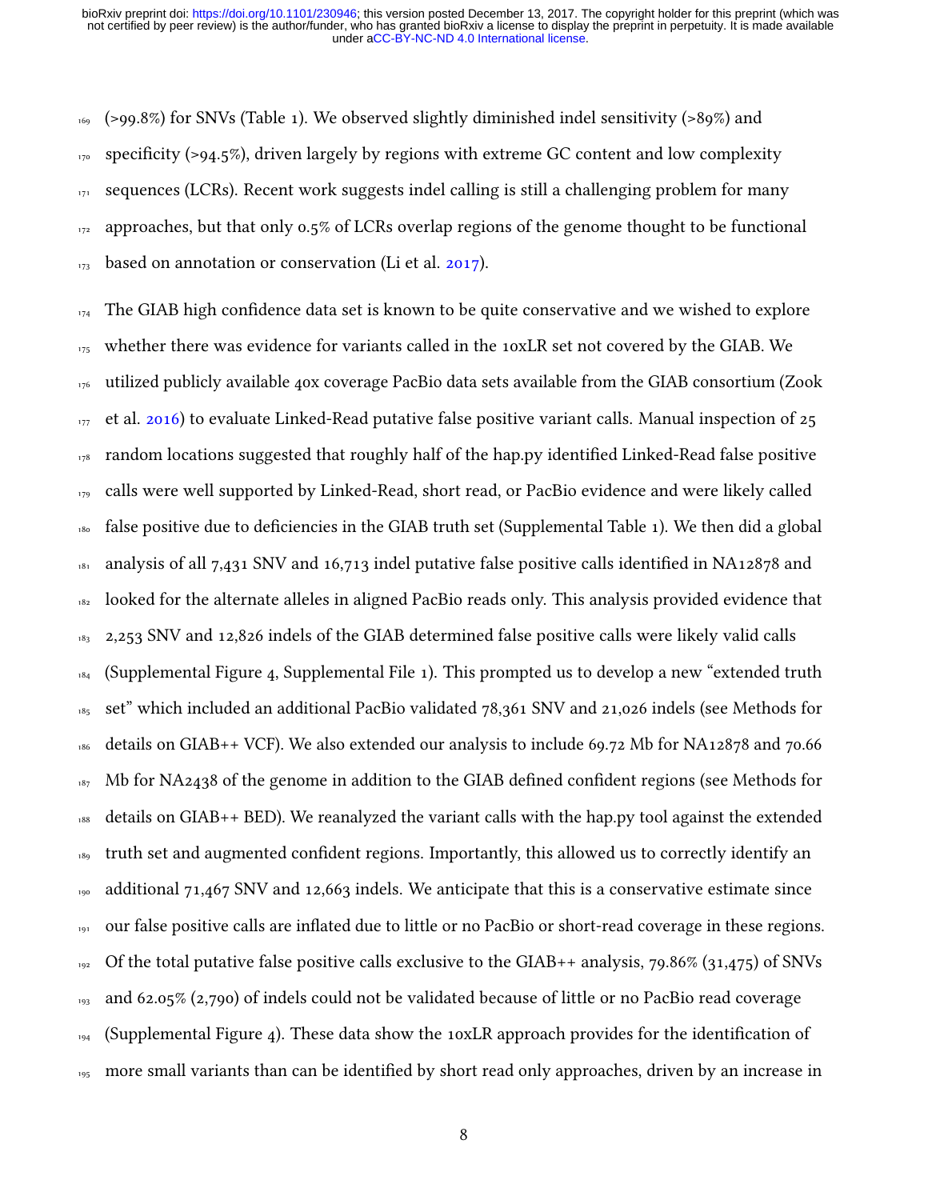(>99.8%) for SNVs (Table 1). We observed slightly diminished indel sensitivity (>89%) and specificity (>94.5%), driven largely by regions with extreme GC content and low complexity sequences (LCRs). Recent work suggests indel calling is still a challenging problem for many approaches, but that only 0.5% of LCRs overlap regions of the genome thought to be functional based on annotation or conservation (Li et al. 2017).

The GIAB high confidence data set is known to be quite conservative and we wished to explore whether there was evidence for variants called in the 10xLR set not covered by the GIAB. We utilized publicly available 40x coverage PacBio data sets available from the GIAB consortium (Zook et al. 2016) to evaluate Linked-Read putative false positive variant calls. Manual inspection of 25 random locations suggested that roughly half of the hap.py identified Linked-Read false positive calls were well supported by Linked-Read, short read, or PacBio evidence and were likely called false positive due to deficiencies in the GIAB truth set (Supplemental Table 1). We then did a global analysis of all 7,431 SNV and 16,713 indel putative false positive calls identified in NA12878 and looked for the alternate alleles in aligned PacBio reads only. This analysis provided evidence that 2,253 SNV and 12,826 indels of the GIAB determined false positive calls were likely valid calls (Supplemental Figure 4, Supplemental File 1). This prompted us to develop a new "extended truth set" which included an additional PacBio validated 78,361 SNV and 21,026 indels (see Methods for details on GIAB++ VCF). We also extended our analysis to include 69.72 Mb for NA12878 and 70.66 Mb for NA2438 of the genome in addition to the GIAB defined confident regions (see Methods for details on GIAB++ BED). We reanalyzed the variant calls with the hap.py tool against the extended truth set and augmented confident regions. Importantly, this allowed us to correctly identify an additional 71,467 SNV and 12,663 indels. We anticipate that this is a conservative estimate since our false positive calls are inflated due to little or no PacBio or short-read coverage in these regions. Of the total putative false positive calls exclusive to the GIAB++ analysis, 79.86% (31,475) of SNVs and 62.05% (2,790) of indels could not be validated because of little or no PacBio read coverage (Supplemental Figure 4). These data show the 10xLR approach provides for the identification of more small variants than can be identified by short read only approaches, driven by an increase in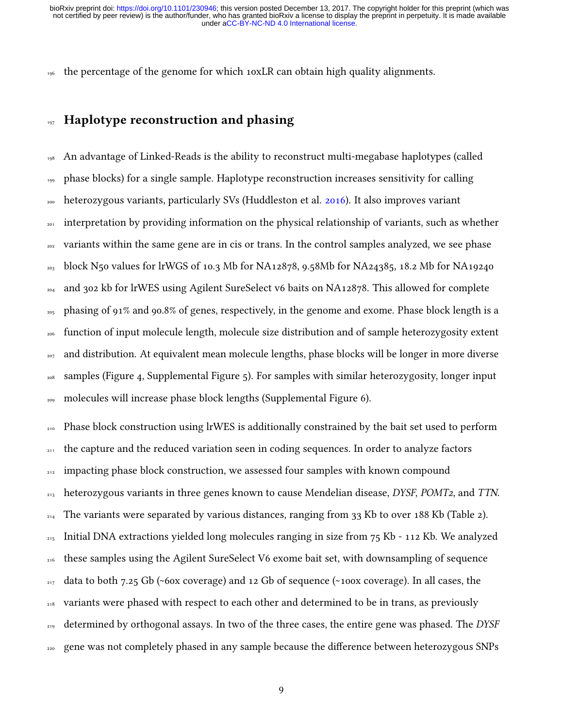the percentage of the genome for which 10xLR can obtain high quality alignments.

## Haplotype reconstruction and phasing

An advantage of Linked-Reads is the ability to reconstruct multi-megabase haplotypes (called phase blocks) for a single sample. Haplotype reconstruction increases sensitivity for calling heterozygous variants, particularly SVs (Huddleston et al. 2016). It also improves variant interpretation by providing information on the physical relationship of variants, such as whether variants within the same gene are in cis or trans. In the control samples analyzed, we see phase block N50 values for lrWGS of 10.3 Mb for NA12878, 9.58Mb for NA24385, 18.2 Mb for NA19240 and 302 kb for lrWES using Agilent SureSelect v6 baits on NA12878. This allowed for complete phasing of 91% and 90.8% of genes, respectively, in the genome and exome. Phase block length is a function of input molecule length, molecule size distribution and of sample heterozygosity extent and distribution. At equivalent mean molecule lengths, phase blocks will be longer in more diverse samples (Figure 4, Supplemental Figure 5). For samples with similar heterozygosity, longer input molecules will increase phase block lengths (Supplemental Figure 6).

Phase block construction using lrWES is additionally constrained by the bait set used to perform the capture and the reduced variation seen in coding sequences. In order to analyze factors impacting phase block construction, we assessed four samples with known compound heterozygous variants in three genes known to cause Mendelian disease, *DYSF*, *POMT2*, and *TTN*. The variants were separated by various distances, ranging from 33 Kb to over 188 Kb (Table 2). Initial DNA extractions yielded long molecules ranging in size from 75 Kb - 112 Kb. We analyzed these samples using the Agilent SureSelect V6 exome bait set, with downsampling of sequence data to both 7.25 Gb (~60x coverage) and 12 Gb of sequence (~100x coverage). In all cases, the variants were phased with respect to each other and determined to be in trans, as previously determined by orthogonal assays. In two of the three cases, the entire gene was phased. The *DYSF* gene was not completely phased in any sample because the difference between heterozygous SNPs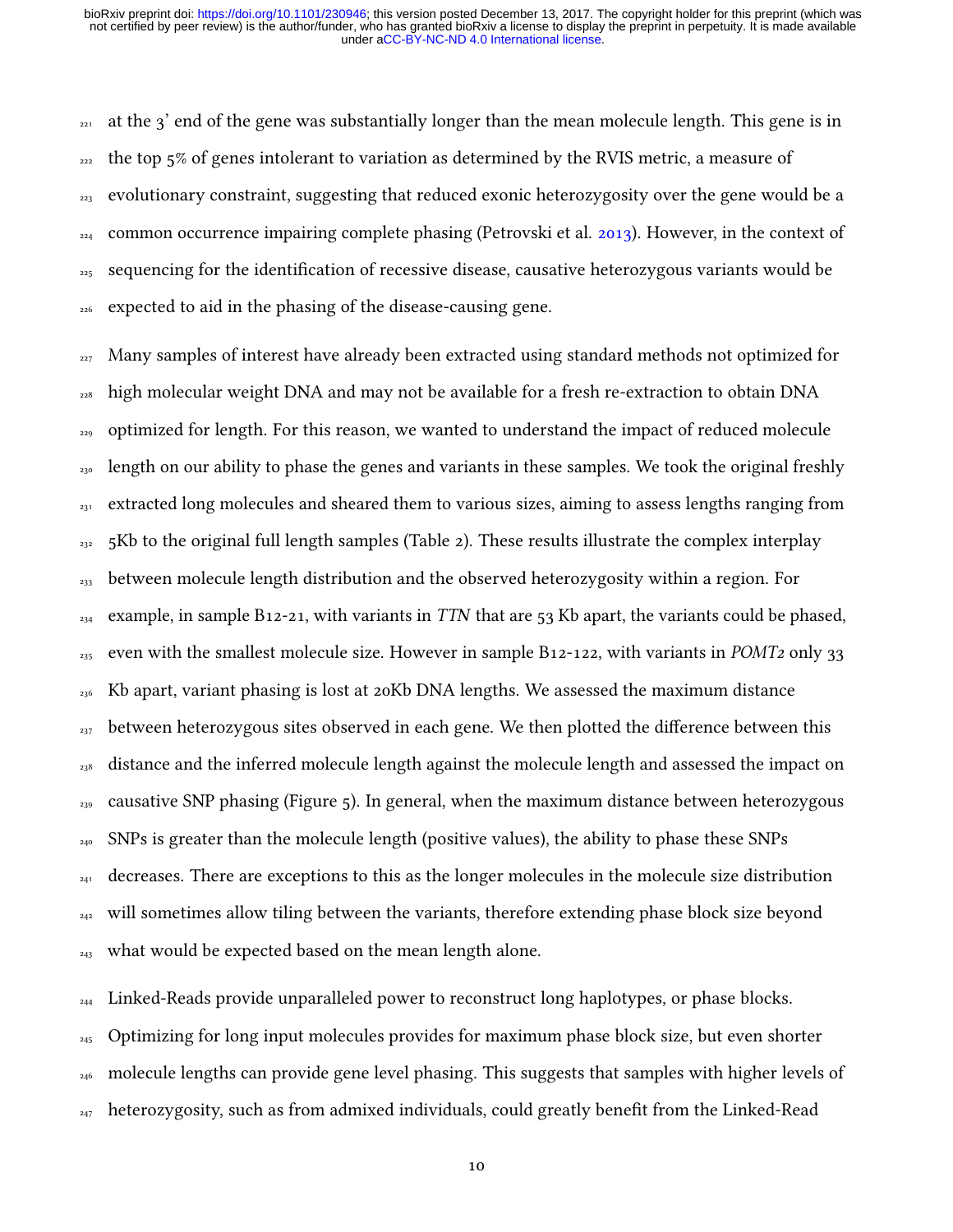at the 3' end of the gene was substantially longer than the mean molecule length. This gene is in the top 5% of genes intolerant to variation as determined by the RVIS metric, a measure of evolutionary constraint, suggesting that reduced exonic heterozygosity over the gene would be a common occurrence impairing complete phasing (Petrovski et al. 2013). However, in the context of sequencing for the identification of recessive disease, causative heterozygous variants would be expected to aid in the phasing of the disease-causing gene.

Many samples of interest have already been extracted using standard methods not optimized for high molecular weight DNA and may not be available for a fresh re-extraction to obtain DNA optimized for length. For this reason, we wanted to understand the impact of reduced molecule length on our ability to phase the genes and variants in these samples. We took the original freshly extracted long molecules and sheared them to various sizes, aiming to assess lengths ranging from 5Kb to the original full length samples (Table 2). These results illustrate the complex interplay between molecule length distribution and the observed heterozygosity within a region. For example, in sample B12-21, with variants in *TTN* that are 53 Kb apart, the variants could be phased, even with the smallest molecule size. However in sample B12-122, with variants in *POMT2* only 33 Kb apart, variant phasing is lost at 20Kb DNA lengths. We assessed the maximum distance between heterozygous sites observed in each gene. We then plotted the difference between this distance and the inferred molecule length against the molecule length and assessed the impact on causative SNP phasing (Figure 5). In general, when the maximum distance between heterozygous SNPs is greater than the molecule length (positive values), the ability to phase these SNPs decreases. There are exceptions to this as the longer molecules in the molecule size distribution will sometimes allow tiling between the variants, therefore extending phase block size beyond what would be expected based on the mean length alone.

Linked-Reads provide unparalleled power to reconstruct long haplotypes, or phase blocks. Optimizing for long input molecules provides for maximum phase block size, but even shorter molecule lengths can provide gene level phasing. This suggests that samples with higher levels of heterozygosity, such as from admixed individuals, could greatly benefit from the Linked-Read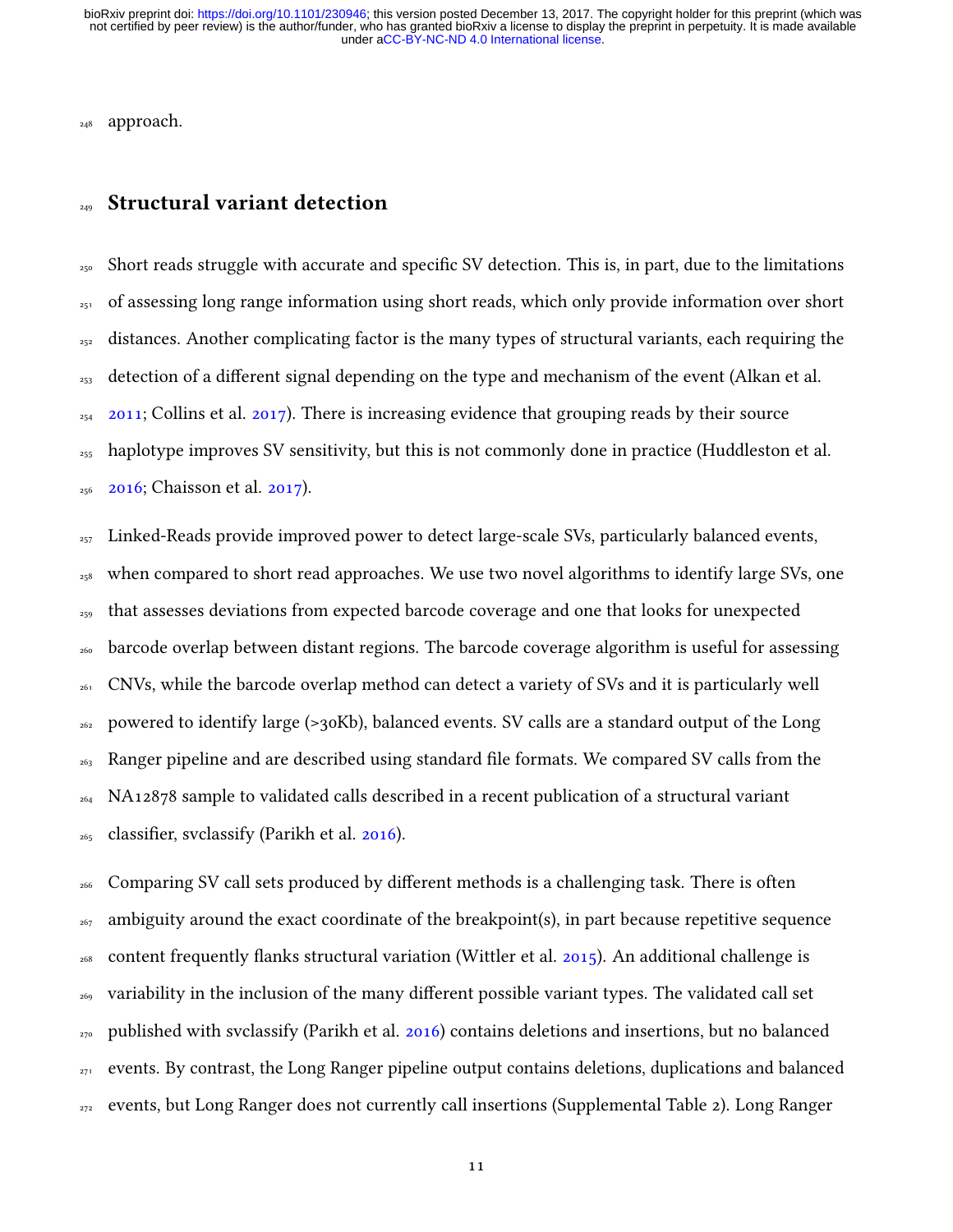approach.

## Structural variant detection

Short reads struggle with accurate and specific SV detection. This is, in part, due to the limitations of assessing long range information using short reads, which only provide information over short distances. Another complicating factor is the many types of structural variants, each requiring the detection of a different signal depending on the type and mechanism of the event (Alkan et al. 2011; Collins et al. 2017). There is increasing evidence that grouping reads by their source haplotype improves SV sensitivity, but this is not commonly done in practice (Huddleston et al. 2016; Chaisson et al. 2017).

Linked-Reads provide improved power to detect large-scale SVs, particularly balanced events, when compared to short read approaches. We use two novel algorithms to identify large SVs, one that assesses deviations from expected barcode coverage and one that looks for unexpected barcode overlap between distant regions. The barcode coverage algorithm is useful for assessing CNVs, while the barcode overlap method can detect a variety of SVs and it is particularly well powered to identify large (>30Kb), balanced events. SV calls are a standard output of the Long Ranger pipeline and are described using standard file formats. We compared SV calls from the NA12878 sample to validated calls described in a recent publication of a structural variant classifier, svclassify (Parikh et al. 2016).

Comparing SV call sets produced by different methods is a challenging task. There is often ambiguity around the exact coordinate of the breakpoint(s), in part because repetitive sequence content frequently flanks structural variation (Wittler et al. 2015). An additional challenge is variability in the inclusion of the many different possible variant types. The validated call set published with svclassify (Parikh et al. 2016) contains deletions and insertions, but no balanced events. By contrast, the Long Ranger pipeline output contains deletions, duplications and balanced events, but Long Ranger does not currently call insertions (Supplemental Table 2). Long Ranger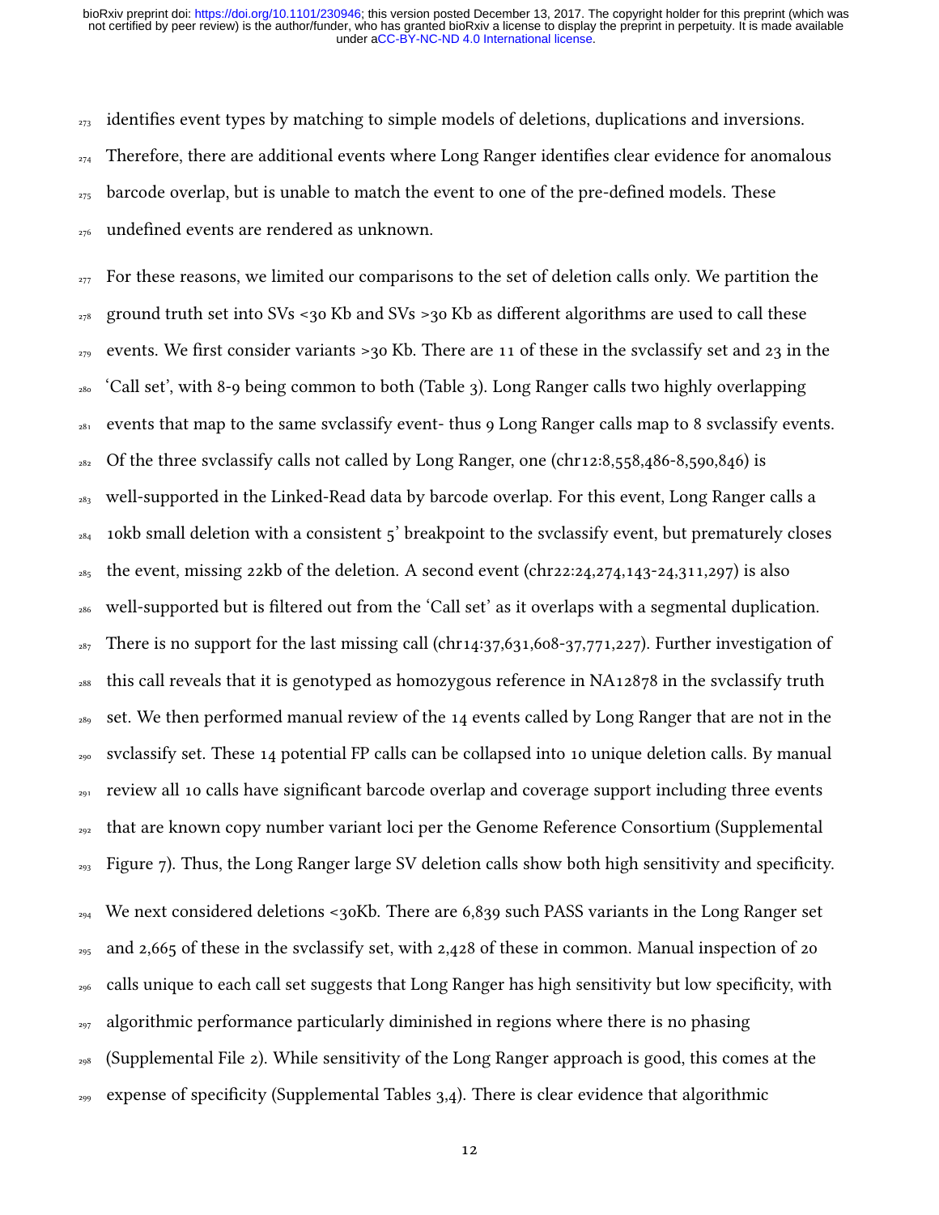identifies event types by matching to simple models of deletions, duplications and inversions. Therefore, there are additional events where Long Ranger identifies clear evidence for anomalous barcode overlap, but is unable to match the event to one of the pre-defined models. These undefined events are rendered as unknown.

For these reasons, we limited our comparisons to the set of deletion calls only. We partition the ground truth set into SVs <30 Kb and SVs >30 Kb as different algorithms are used to call these events. We first consider variants >30 Kb. There are 11 of these in the svclassify set and 23 in the 'Call set', with 8-9 being common to both (Table 3). Long Ranger calls two highly overlapping events that map to the same svclassify event- thus 9 Long Ranger calls map to 8 svclassify events. Of the three svclassify calls not called by Long Ranger, one (chr12:8,558,486-8,590,846) is well-supported in the Linked-Read data by barcode overlap. For this event, Long Ranger calls a 10kb small deletion with a consistent 5' breakpoint to the svclassify event, but prematurely closes the event, missing 22kb of the deletion. A second event (chr22:24,274,143-24,311,297) is also well-supported but is filtered out from the 'Call set' as it overlaps with a segmental duplication. There is no support for the last missing call (chr14:37,631,608-37,771,227). Further investigation of this call reveals that it is genotyped as homozygous reference in NA12878 in the svclassify truth set. We then performed manual review of the 14 events called by Long Ranger that are not in the svclassify set. These 14 potential FP calls can be collapsed into 10 unique deletion calls. By manual review all 10 calls have significant barcode overlap and coverage support including three events that are known copy number variant loci per the Genome Reference Consortium (Supplemental Figure 7). Thus, the Long Ranger large SV deletion calls show both high sensitivity and specificity.

We next considered deletions <30Kb. There are 6,839 such PASS variants in the Long Ranger set and 2,665 of these in the svclassify set, with 2,428 of these in common. Manual inspection of 20 calls unique to each call set suggests that Long Ranger has high sensitivity but low specificity, with algorithmic performance particularly diminished in regions where there is no phasing (Supplemental File 2). While sensitivity of the Long Ranger approach is good, this comes at the expense of specificity (Supplemental Tables 3,4). There is clear evidence that algorithmic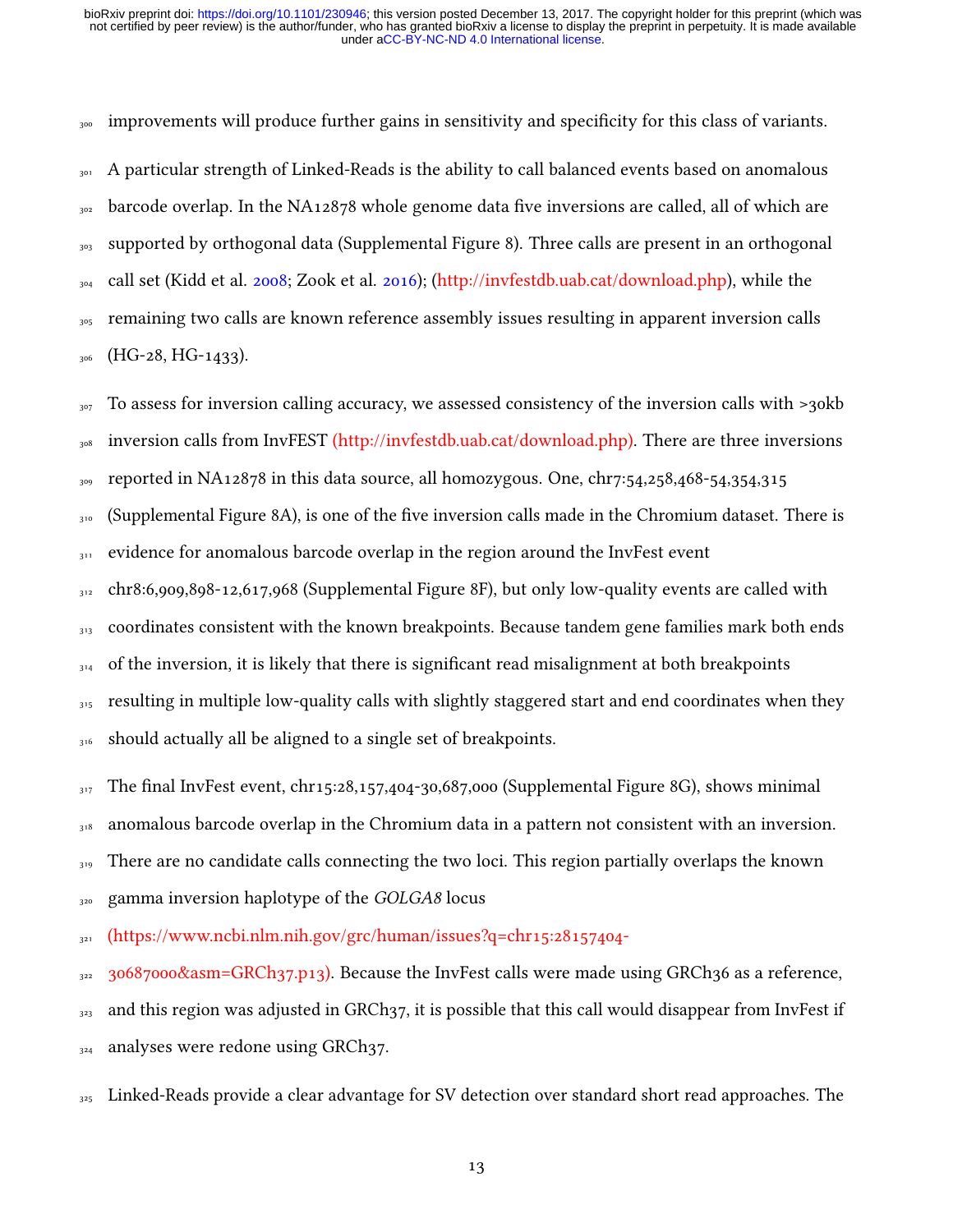improvements will produce further gains in sensitivity and specificity for this class of variants.

A particular strength of Linked-Reads is the ability to call balanced events based on anomalous barcode overlap. In the NA12878 whole genome data five inversions are called, all of which are supported by orthogonal data (Supplemental Figure 8). Three calls are present in an orthogonal call set (Kidd et al. 2008; Zook et al. 2016); (http://invfestdb.uab.cat/download.php), while the remaining two calls are known reference assembly issues resulting in apparent inversion calls (HG-28, HG-1433).

To assess for inversion calling accuracy, we assessed consistency of the inversion calls with >30kb inversion calls from InvFEST (http://invfestdb.uab.cat/download.php). There are three inversions reported in NA12878 in this data source, all homozygous. One, chr7:54,258,468-54,354,315 (Supplemental Figure 8A), is one of the five inversion calls made in the Chromium dataset. There is evidence for anomalous barcode overlap in the region around the InvFest event chr8:6,909,898-12,617,968 (Supplemental Figure 8F), but only low-quality events are called with coordinates consistent with the known breakpoints. Because tandem gene families mark both ends of the inversion, it is likely that there is significant read misalignment at both breakpoints resulting in multiple low-quality calls with slightly staggered start and end coordinates when they should actually all be aligned to a single set of breakpoints.

The final InvFest event, chr15:28,157,404-30,687,000 (Supplemental Figure 8G), shows minimal anomalous barcode overlap in the Chromium data in a pattern not consistent with an inversion. There are no candidate calls connecting the two loci. This region partially overlaps the known gamma inversion haplotype of the *GOLGA8* locus (https://www.ncbi.nlm.nih.gov/grc/human/issues?q=chr15:28157404-30687000&asm=GRCh37.p13). Because the InvFest calls were made using GRCh36 as a reference, and this region was adjusted in GRCh37, it is possible that this call would disappear from InvFest if analyses were redone using GRCh37.

Linked-Reads provide a clear advantage for SV detection over standard short read approaches. The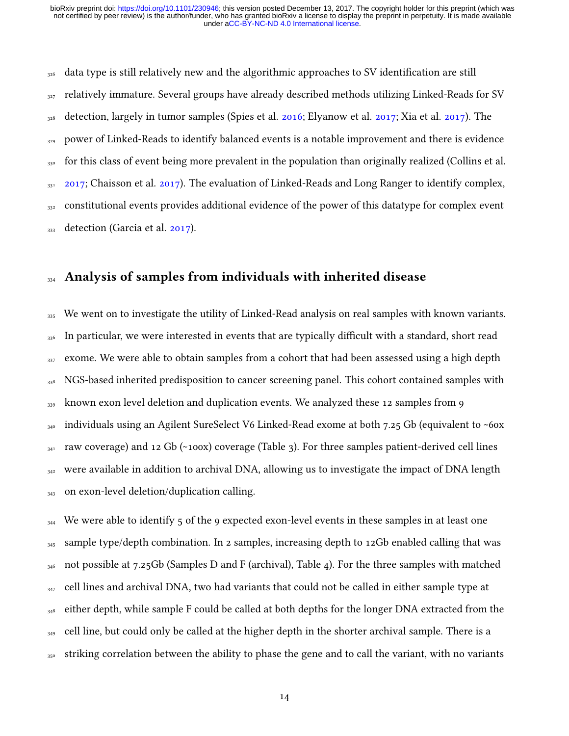data type is still relatively new and the algorithmic approaches to SV identification are still relatively immature. Several groups have already described methods utilizing Linked-Reads for SV detection, largely in tumor samples (Spies et al. 2016; Elyanow et al. 2017; Xia et al. 2017). The power of Linked-Reads to identify balanced events is a notable improvement and there is evidence for this class of event being more prevalent in the population than originally realized (Collins et al. 2017; Chaisson et al. 2017). The evaluation of Linked-Reads and Long Ranger to identify complex, constitutional events provides additional evidence of the power of this datatype for complex event detection (Garcia et al. 2017).

## Analysis of samples from individuals with inherited disease

We went on to investigate the utility of Linked-Read analysis on real samples with known variants. In particular, we were interested in events that are typically difficult with a standard, short read exome. We were able to obtain samples from a cohort that had been assessed using a high depth NGS-based inherited predisposition to cancer screening panel. This cohort contained samples with known exon level deletion and duplication events. We analyzed these 12 samples from 9 individuals using an Agilent SureSelect V6 Linked-Read exome at both 7.25 Gb (equivalent to ~60x raw coverage) and 12 Gb (~100x) coverage (Table 3). For three samples patient-derived cell lines were available in addition to archival DNA, allowing us to investigate the impact of DNA length on exon-level deletion/duplication calling.

We were able to identify 5 of the 9 expected exon-level events in these samples in at least one sample type/depth combination. In 2 samples, increasing depth to 12Gb enabled calling that was not possible at 7.25Gb (Samples D and F (archival), Table 4). For the three samples with matched cell lines and archival DNA, two had variants that could not be called in either sample type at either depth, while sample F could be called at both depths for the longer DNA extracted from the cell line, but could only be called at the higher depth in the shorter archival sample. There is a striking correlation between the ability to phase the gene and to call the variant, with no variants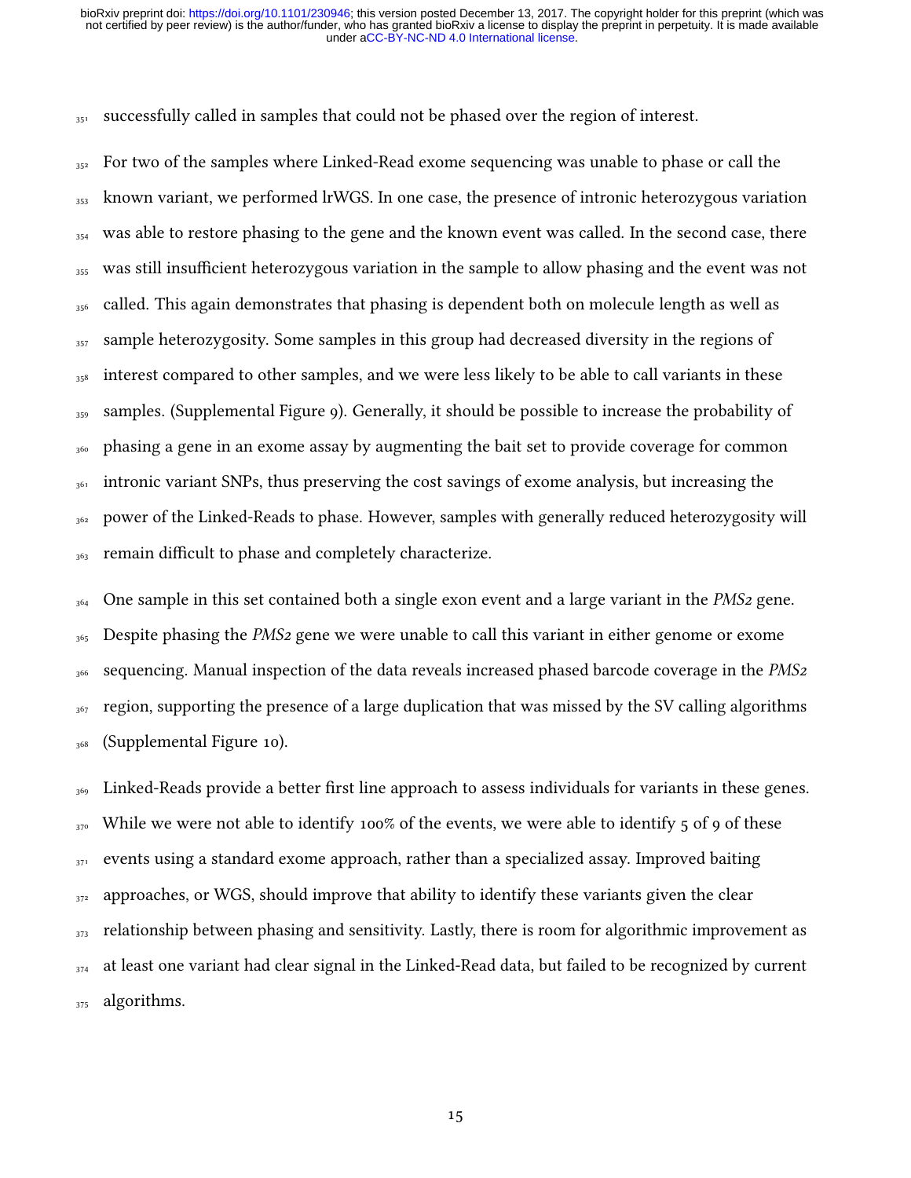successfully called in samples that could not be phased over the region of interest.

For two of the samples where Linked-Read exome sequencing was unable to phase or call the known variant, we performed lrWGS. In one case, the presence of intronic heterozygous variation was able to restore phasing to the gene and the known event was called. In the second case, there was still insufficient heterozygous variation in the sample to allow phasing and the event was not called. This again demonstrates that phasing is dependent both on molecule length as well as sample heterozygosity. Some samples in this group had decreased diversity in the regions of interest compared to other samples, and we were less likely to be able to call variants in these samples. (Supplemental Figure 9). Generally, it should be possible to increase the probability of phasing a gene in an exome assay by augmenting the bait set to provide coverage for common intronic variant SNPs, thus preserving the cost savings of exome analysis, but increasing the power of the Linked-Reads to phase. However, samples with generally reduced heterozygosity will remain difficult to phase and completely characterize.

One sample in this set contained both a single exon event and a large variant in the *PMS2* gene. Despite phasing the *PMS2* gene we were unable to call this variant in either genome or exome sequencing. Manual inspection of the data reveals increased phased barcode coverage in the *PMS2* region, supporting the presence of a large duplication that was missed by the SV calling algorithms (Supplemental Figure 10).

Linked-Reads provide a better first line approach to assess individuals for variants in these genes. While we were not able to identify 100% of the events, we were able to identify 5 of 9 of these events using a standard exome approach, rather than a specialized assay. Improved baiting approaches, or WGS, should improve that ability to identify these variants given the clear relationship between phasing and sensitivity. Lastly, there is room for algorithmic improvement as at least one variant had clear signal in the Linked-Read data, but failed to be recognized by current algorithms.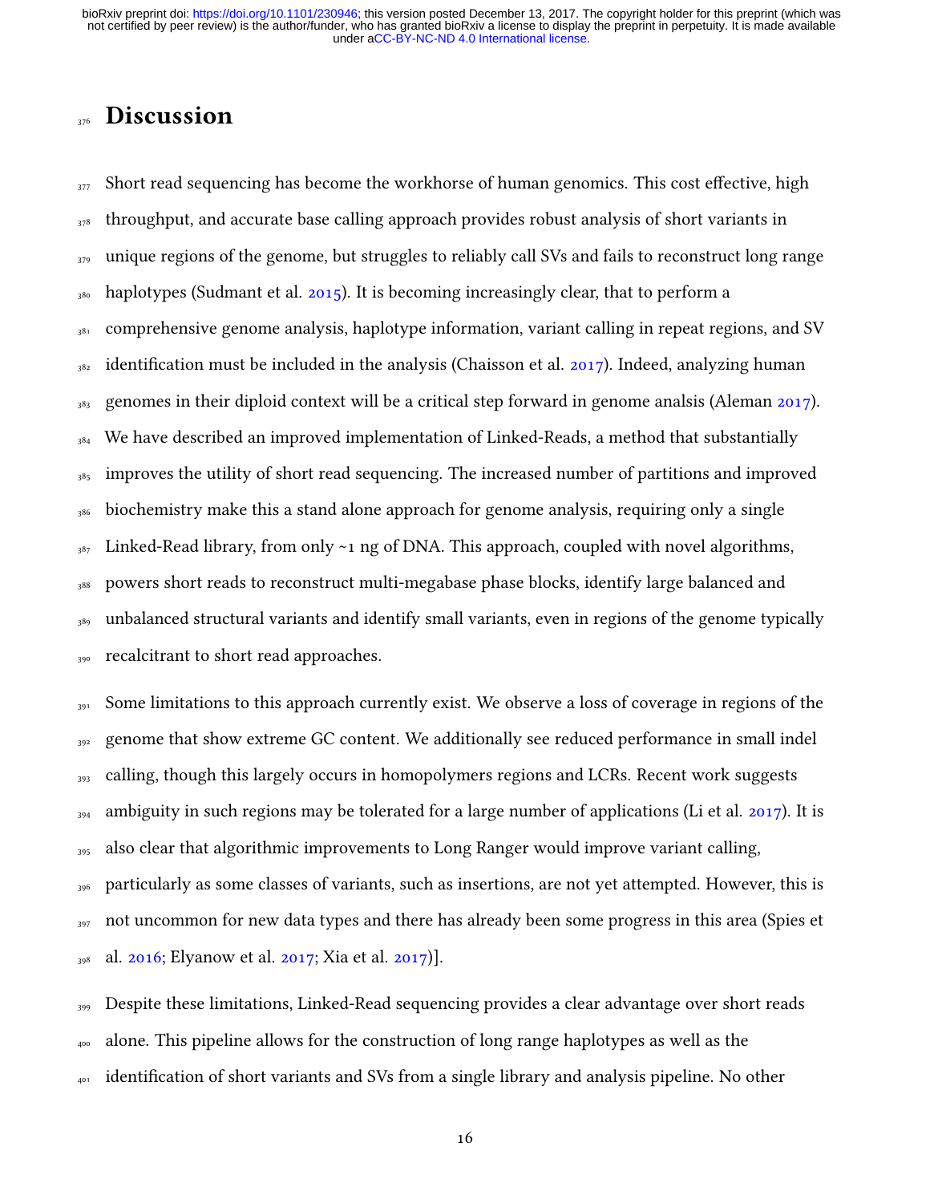# Discussion

Short read sequencing has become the workhorse of human genomics. This cost effective, high throughput, and accurate base calling approach provides robust analysis of short variants in unique regions of the genome, but struggles to reliably call SVs and fails to reconstruct long range haplotypes (Sudmant et al. 2015). It is becoming increasingly clear, that to perform a comprehensive genome analysis, haplotype information, variant calling in repeat regions, and SV identification must be included in the analysis (Chaisson et al. 2017). Indeed, analyzing human genomes in their diploid context will be a critical step forward in genome analsis (Aleman 2017). We have described an improved implementation of Linked-Reads, a method that substantially improves the utility of short read sequencing. The increased number of partitions and improved biochemistry make this a stand alone approach for genome analysis, requiring only a single Linked-Read library, from only ~1 ng of DNA. This approach, coupled with novel algorithms, powers short reads to reconstruct multi-megabase phase blocks, identify large balanced and unbalanced structural variants and identify small variants, even in regions of the genome typically recalcitrant to short read approaches.

Some limitations to this approach currently exist. We observe a loss of coverage in regions of the genome that show extreme GC content. We additionally see reduced performance in small indel calling, though this largely occurs in homopolymers regions and LCRs. Recent work suggests ambiguity in such regions may be tolerated for a large number of applications (Li et al. 2017). It is also clear that algorithmic improvements to Long Ranger would improve variant calling, particularly as some classes of variants, such as insertions, are not yet attempted. However, this is not uncommon for new data types and there has already been some progress in this area (Spies et al. 2016; Elyanow et al. 2017; Xia et al. 2017)].

Despite these limitations, Linked-Read sequencing provides a clear advantage over short reads alone. This pipeline allows for the construction of long range haplotypes as well as the identification of short variants and SVs from a single library and analysis pipeline. No other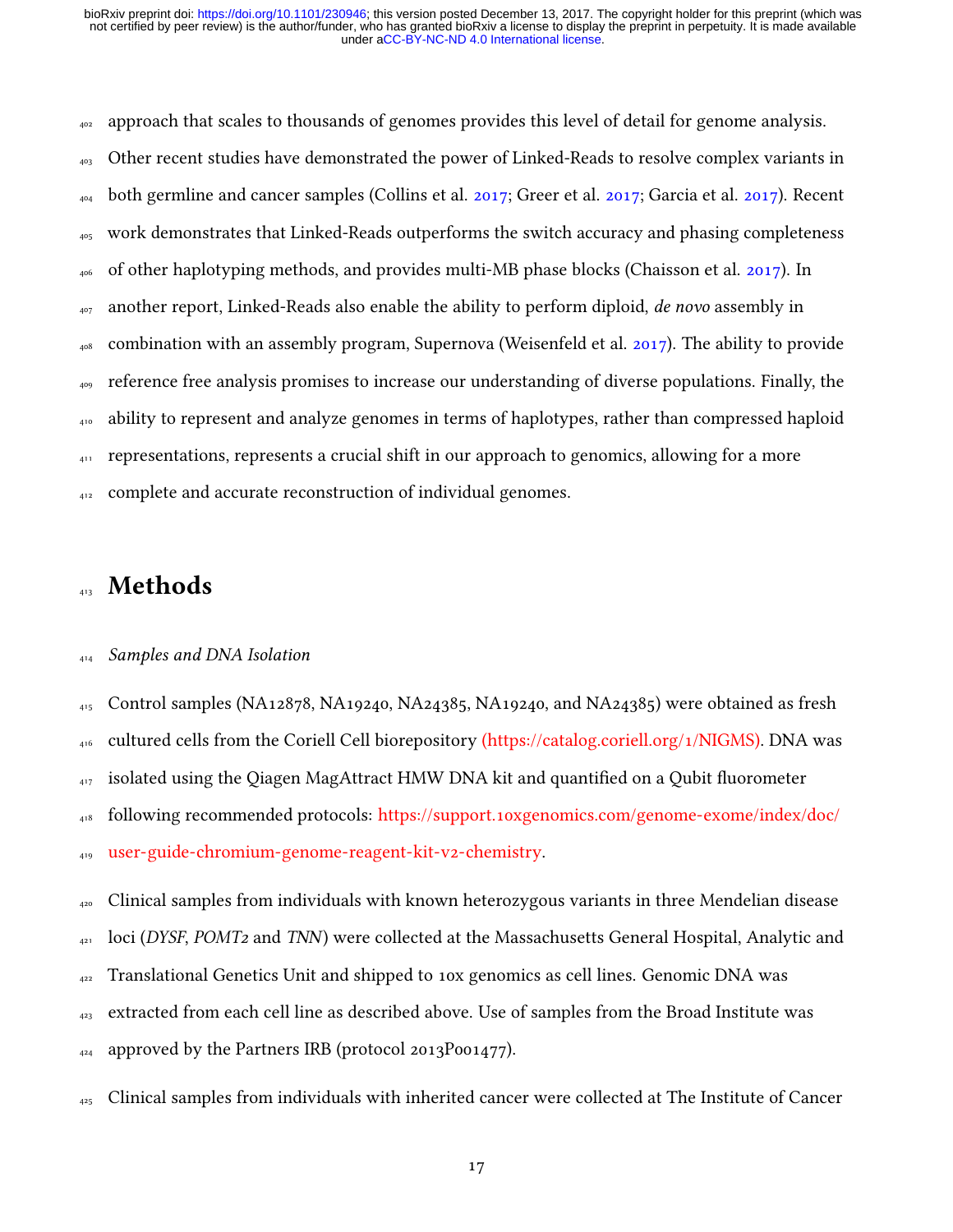approach that scales to thousands of genomes provides this level of detail for genome analysis. Other recent studies have demonstrated the power of Linked-Reads to resolve complex variants in both germline and cancer samples (Collins et al. 2017; Greer et al. 2017; Garcia et al. 2017). Recent work demonstrates that Linked-Reads outperforms the switch accuracy and phasing completeness of other haplotyping methods, and provides multi-MB phase blocks (Chaisson et al. 2017). In another report, Linked-Reads also enable the ability to perform diploid, *de novo* assembly in combination with an assembly program, Supernova (Weisenfeld et al. 2017). The ability to provide reference free analysis promises to increase our understanding of diverse populations. Finally, the ability to represent and analyze genomes in terms of haplotypes, rather than compressed haploid representations, represents a crucial shift in our approach to genomics, allowing for a more complete and accurate reconstruction of individual genomes.

# Methods

*Samples and DNA Isolation*

Control samples (NA12878, NA19240, NA24385, NA19240, and NA24385) were obtained as fresh cultured cells from the Coriell Cell biorepository (https://catalog.coriell.org/1/NIGMS). DNA was isolated using the Qiagen MagAttract HMW DNA kit and quantified on a Qubit fluorometer following recommended protocols: https://support.10xgenomics.com/genome-exome/index/doc/user-guide-chromium-genome-reagent-kit-v2-chemistry.

Clinical samples from individuals with known heterozygous variants in three Mendelian disease loci (*DYSF*, *POMT2* and *TNN*) were collected at the Massachusetts General Hospital, Analytic and Translational Genetics Unit and shipped to 10x genomics as cell lines. Genomic DNA was extracted from each cell line as described above. Use of samples from the Broad Institute was approved by the Partners IRB (protocol 2013P001477).

Clinical samples from individuals with inherited cancer were collected at The Institute of Cancer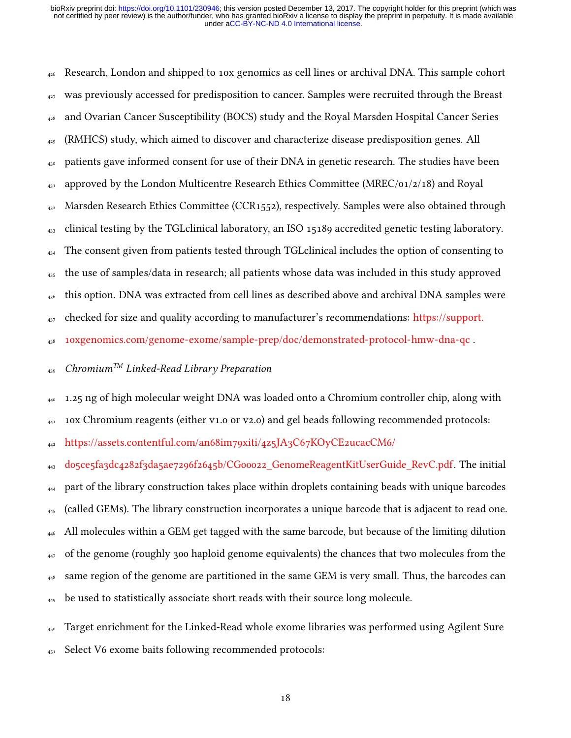Research, London and shipped to 10x genomics as cell lines or archival DNA. This sample cohort was previously accessed for predisposition to cancer. Samples were recruited through the Breast and Ovarian Cancer Susceptibility (BOCS) study and the Royal Marsden Hospital Cancer Series (RMHCS) study, which aimed to discover and characterize disease predisposition genes. All patients gave informed consent for use of their DNA in genetic research. The studies have been approved by the London Multicentre Research Ethics Committee (MREC/01/2/18) and Royal Marsden Research Ethics Committee (CCR1552), respectively. Samples were also obtained through clinical testing by the TGLclinical laboratory, an ISO 15189 accredited genetic testing laboratory. The consent given from patients tested through TGLclinical includes the option of consenting to the use of samples/data in research; all patients whose data was included in this study approved this option. DNA was extracted from cell lines as described above and archival DNA samples were checked for size and quality according to manufacturer's recommendations: https://support.10xgenomics.com/genome-exome/sample-prep/doc/demonstrated-protocol-hmw-dna-qc .

### *Chromium$^{TM}$ Linked-Read Library Preparation*

1.25 ng of high molecular weight DNA was loaded onto a Chromium controller chip, along with 10x Chromium reagents (either v1.0 or v2.0) and gel beads following recommended protocols: https://assets.contentful.com/an68im79xiti/4z5JA3C67KOyCE2ucacCM6/d05ce5fa3dc4282f3da5ae7296f2645b/CG00022_GenomeReagentKitUserGuide_RevC.pdf. The initial part of the library construction takes place within droplets containing beads with unique barcodes (called GEMs). The library construction incorporates a unique barcode that is adjacent to read one. All molecules within a GEM get tagged with the same barcode, but because of the limiting dilution of the genome (roughly 300 haploid genome equivalents) the chances that two molecules from the same region of the genome are partitioned in the same GEM is very small. Thus, the barcodes can be used to statistically associate short reads with their source long molecule.

Target enrichment for the Linked-Read whole exome libraries was performed using Agilent Sure Select V6 exome baits following recommended protocols: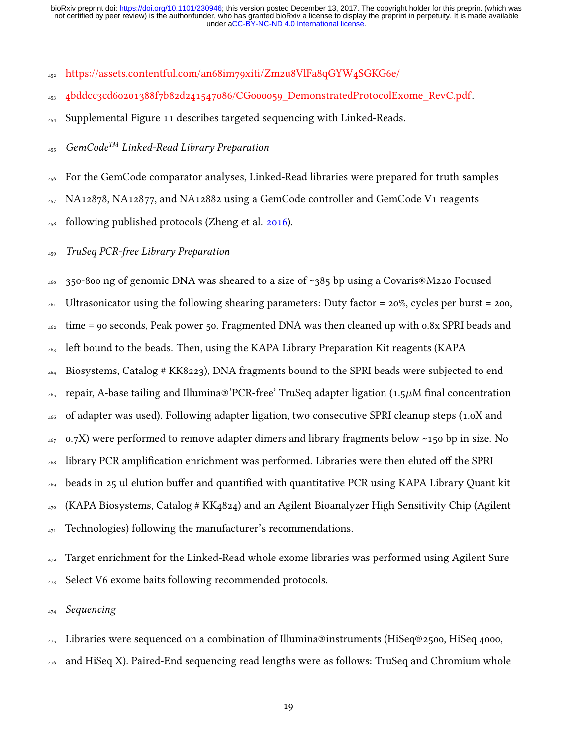https://assets.contentful.com/an68im79xiti/Zm2u8VlFa8qGYW4SGKG6e/4bddcc3cd60201388f7b82d241547086/CG000059_DemonstratedProtocolExome_RevC.pdf.

Supplemental Figure 11 describes targeted sequencing with Linked-Reads.

*GemCode™ Linked-Read Library Preparation*

For the GemCode comparator analyses, Linked-Read libraries were prepared for truth samples NA12878, NA12877, and NA12882 using a GemCode controller and GemCode V1 reagents following published protocols (Zheng et al. 2016).

*TruSeq PCR-free Library Preparation*

350-800 ng of genomic DNA was sheared to a size of ~385 bp using a Covaris®M220 Focused Ultrasonicator using the following shearing parameters: Duty factor = 20%, cycles per burst = 200, time = 90 seconds, Peak power 50. Fragmented DNA was then cleaned up with 0.8x SPRI beads and left bound to the beads. Then, using the KAPA Library Preparation Kit reagents (KAPA Biosystems, Catalog # KK8223), DNA fragments bound to the SPRI beads were subjected to end repair, A-base tailing and Illumina®'PCR-free' TruSeq adapter ligation (1.5$\mu$M final concentration of adapter was used). Following adapter ligation, two consecutive SPRI cleanup steps (1.0X and 0.7X) were performed to remove adapter dimers and library fragments below ~150 bp in size. No library PCR amplification enrichment was performed. Libraries were then eluted off the SPRI beads in 25 ul elution buffer and quantified with quantitative PCR using KAPA Library Quant kit (KAPA Biosystems, Catalog # KK4824) and an Agilent Bioanalyzer High Sensitivity Chip (Agilent Technologies) following the manufacturer's recommendations.

Target enrichment for the Linked-Read whole exome libraries was performed using Agilent Sure Select V6 exome baits following recommended protocols.

*Sequencing*

Libraries were sequenced on a combination of Illumina®instruments (HiSeq®2500, HiSeq 4000, and HiSeq X). Paired-End sequencing read lengths were as follows: TruSeq and Chromium whole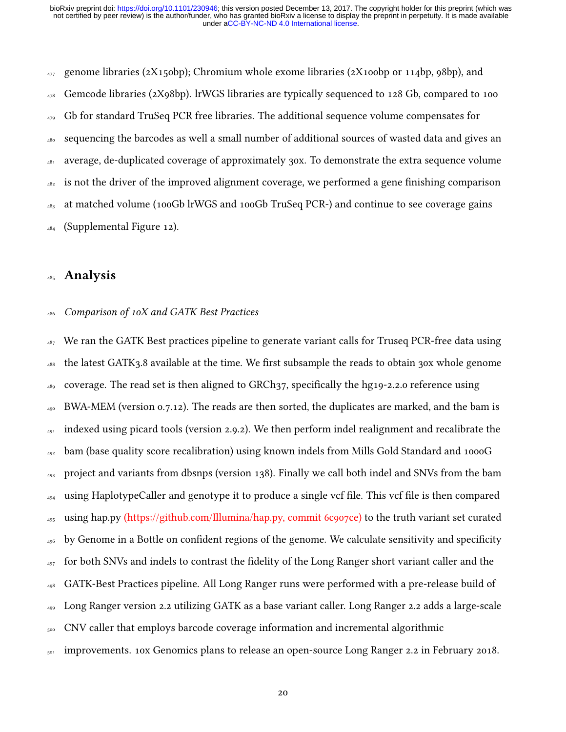genome libraries (2X150bp); Chromium whole exome libraries (2X100bp or 114bp, 98bp), and Gemcode libraries (2X98bp). lrWGS libraries are typically sequenced to 128 Gb, compared to 100 Gb for standard TruSeq PCR free libraries. The additional sequence volume compensates for sequencing the barcodes as well a small number of additional sources of wasted data and gives an average, de-duplicated coverage of approximately 30x. To demonstrate the extra sequence volume is not the driver of the improved alignment coverage, we performed a gene finishing comparison at matched volume (100Gb lrWGS and 100Gb TruSeq PCR-) and continue to see coverage gains (Supplemental Figure 12).

# Analysis

*Comparison of 10X and GATK Best Practices*

We ran the GATK Best practices pipeline to generate variant calls for Truseq PCR-free data using the latest GATK3.8 available at the time. We first subsample the reads to obtain 30x whole genome coverage. The read set is then aligned to GRCh37, specifically the hg19-2.2.0 reference using BWA-MEM (version 0.7.12). The reads are then sorted, the duplicates are marked, and the bam is indexed using picard tools (version 2.9.2). We then perform indel realignment and recalibrate the bam (base quality score recalibration) using known indels from Mills Gold Standard and 1000G project and variants from dbsnps (version 138). Finally we call both indel and SNVs from the bam using HaplotypeCaller and genotype it to produce a single vcf file. This vcf file is then compared using hap.py (https://github.com/Illumina/hap.py, commit 6c907ce) to the truth variant set curated by Genome in a Bottle on confident regions of the genome. We calculate sensitivity and specificity for both SNVs and indels to contrast the fidelity of the Long Ranger short variant caller and the GATK-Best Practices pipeline. All Long Ranger runs were performed with a pre-release build of Long Ranger version 2.2 utilizing GATK as a base variant caller. Long Ranger 2.2 adds a large-scale CNV caller that employs barcode coverage information and incremental algorithmic improvements. 10x Genomics plans to release an open-source Long Ranger 2.2 in February 2018.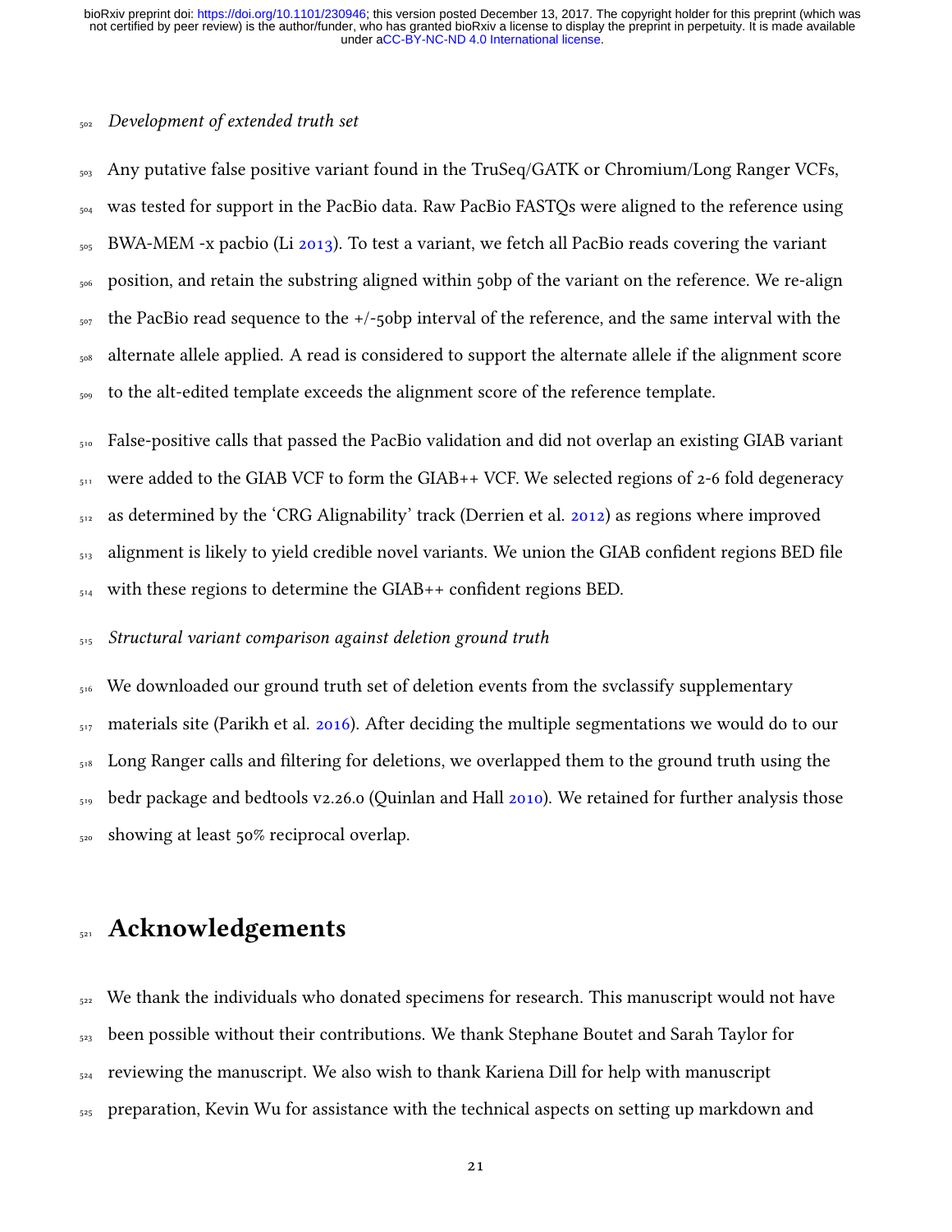*Development of extended truth set*

Any putative false positive variant found in the TruSeq/GATK or Chromium/Long Ranger VCFs, was tested for support in the PacBio data. Raw PacBio FASTQs were aligned to the reference using BWA-MEM -x pacbio (Li 2013). To test a variant, we fetch all PacBio reads covering the variant position, and retain the substring aligned within 50bp of the variant on the reference. We re-align the PacBio read sequence to the +/-50bp interval of the reference, and the same interval with the alternate allele applied. A read is considered to support the alternate allele if the alignment score to the alt-edited template exceeds the alignment score of the reference template.

False-positive calls that passed the PacBio validation and did not overlap an existing GIAB variant were added to the GIAB VCF to form the GIAB++ VCF. We selected regions of 2-6 fold degeneracy as determined by the 'CRG Alignability' track (Derrien et al. 2012) as regions where improved alignment is likely to yield credible novel variants. We union the GIAB confident regions BED file with these regions to determine the GIAB++ confident regions BED.

*Structural variant comparison against deletion ground truth*

We downloaded our ground truth set of deletion events from the svclassify supplementary materials site (Parikh et al. 2016). After deciding the multiple segmentations we would do to our Long Ranger calls and filtering for deletions, we overlapped them to the ground truth using the bedr package and bedtools v2.26.0 (Quinlan and Hall 2010). We retained for further analysis those showing at least 50% reciprocal overlap.

# Acknowledgements

We thank the individuals who donated specimens for research. This manuscript would not have been possible without their contributions. We thank Stephane Boutet and Sarah Taylor for reviewing the manuscript. We also wish to thank Kariena Dill for help with manuscript preparation, Kevin Wu for assistance with the technical aspects on setting up markdown and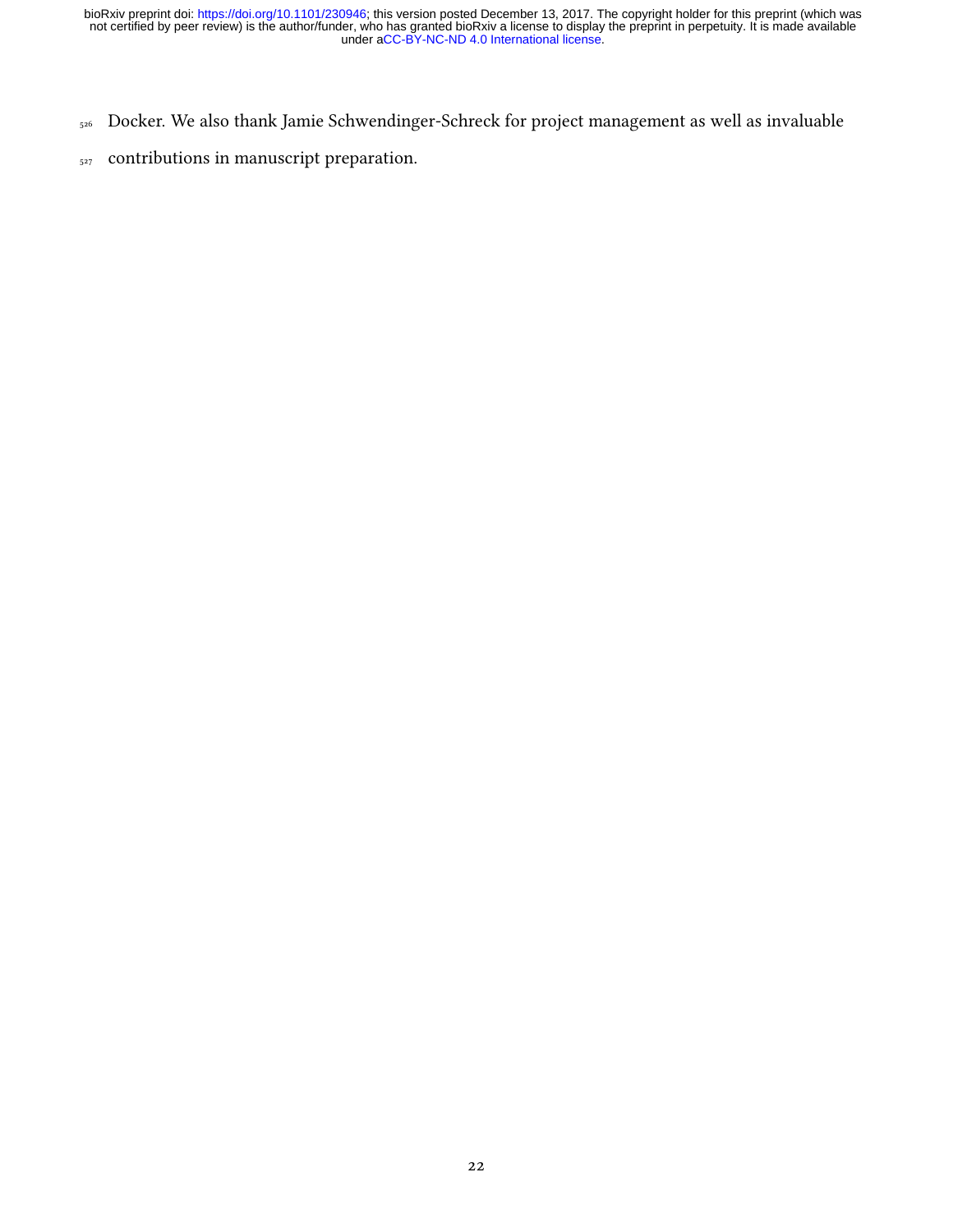Docker. We also thank Jamie Schwendinger-Schreck for project management as well as invaluable contributions in manuscript preparation.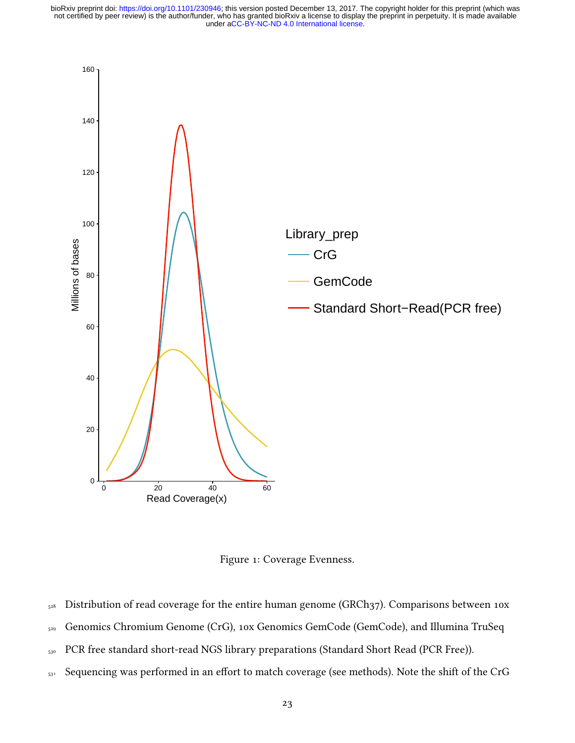Figure 1: Coverage Evenness.

Distribution of read coverage for the entire human genome (GRCh37). Comparisons between 10x Genomics Chromium Genome (CrG), 10x Genomics GemCode (GemCode), and Illumina TruSeq PCR free standard short-read NGS library preparations (Standard Short Read (PCR Free)). Sequencing was performed in an effort to match coverage (see methods). Note the shift of the CrG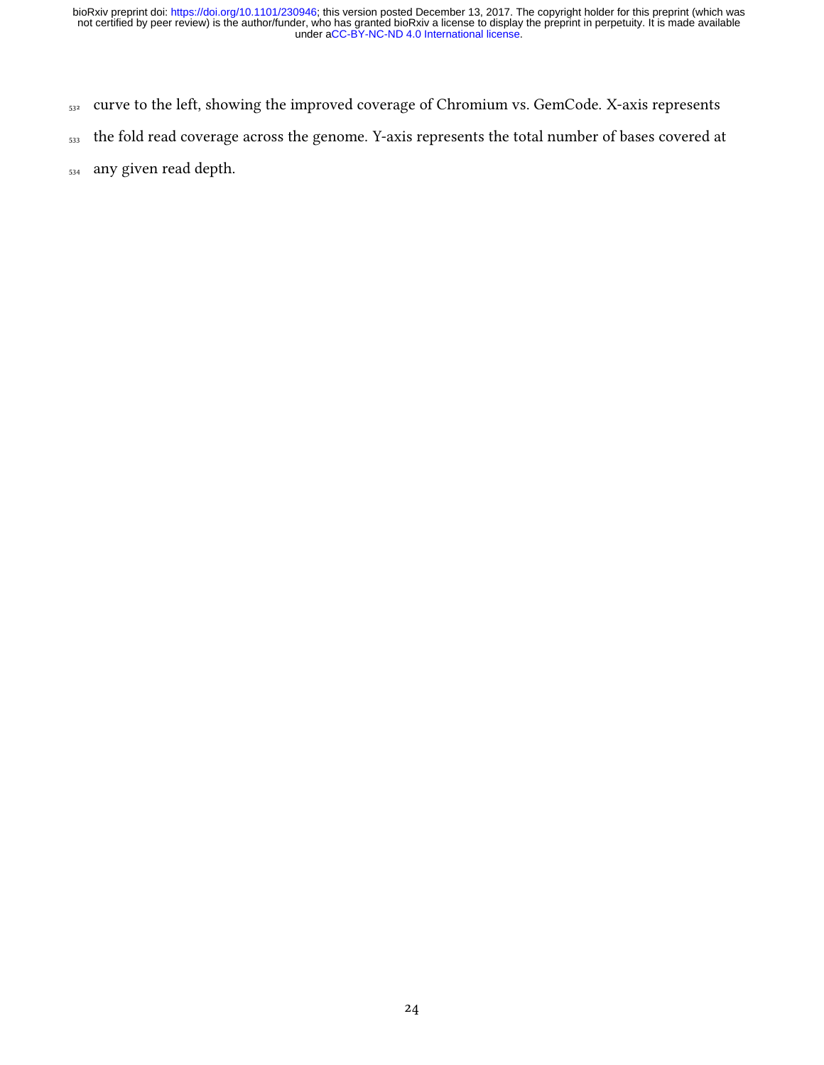curve to the left, showing the improved coverage of Chromium vs. GemCode. X-axis represents the fold read coverage across the genome. Y-axis represents the total number of bases covered at any given read depth.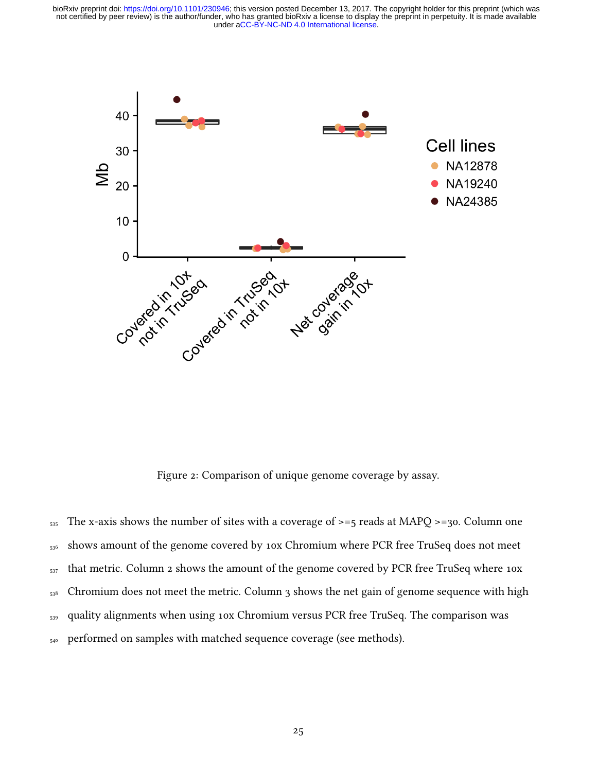Figure 2: Comparison of unique genome coverage by assay.

The x-axis shows the number of sites with a coverage of >=5 reads at MAPQ >=30. Column one shows amount of the genome covered by 10x Chromium where PCR free TruSeq does not meet that metric. Column 2 shows the amount of the genome covered by PCR free TruSeq where 10x Chromium does not meet the metric. Column 3 shows the net gain of genome sequence with high quality alignments when using 10x Chromium versus PCR free TruSeq. The comparison was performed on samples with matched sequence coverage (see methods).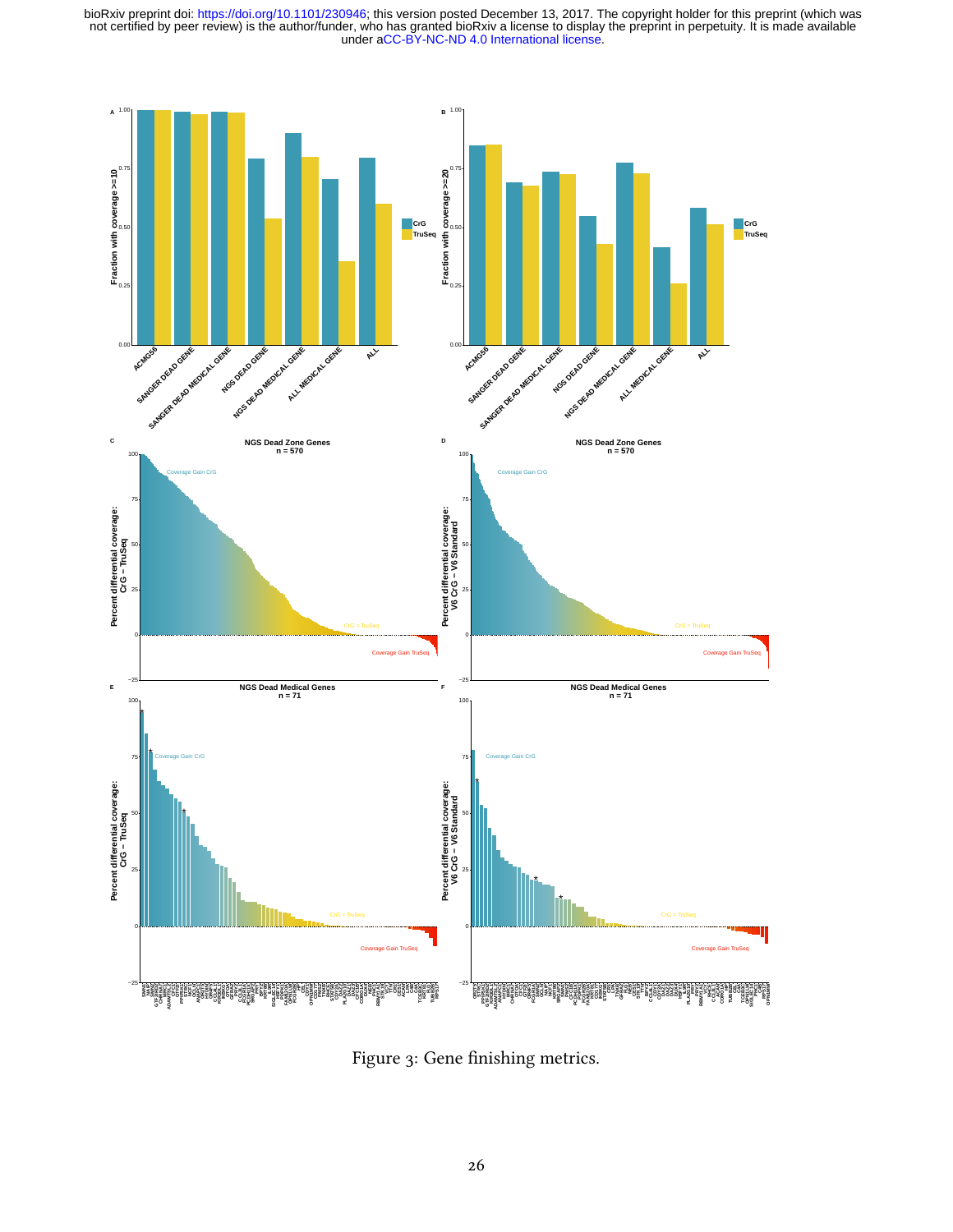bioRxiv preprint doi: https://doi.org/10.1101/230946; this version posted December 13, 2017. The copyright holder for this preprint (which was not certified by peer review) is the author/funder, who has granted bioRxiv a license to display the preprint in perpetuity. It is made available under aCC-BY-NC-ND 4.0 International license.

Figure 3: Gene finishing metrics.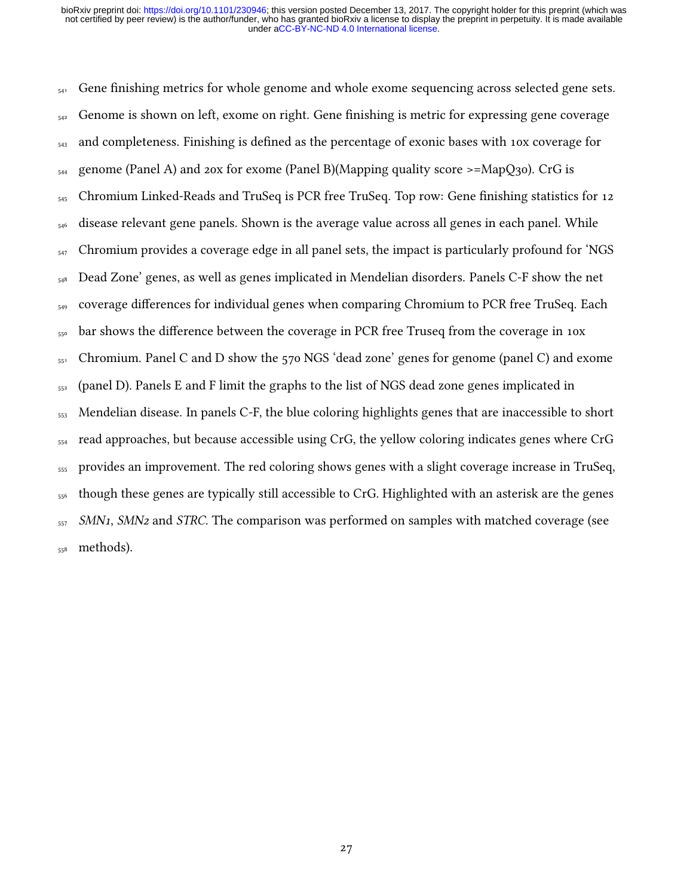Gene finishing metrics for whole genome and whole exome sequencing across selected gene sets. Genome is shown on left, exome on right. Gene finishing is metric for expressing gene coverage and completeness. Finishing is defined as the percentage of exonic bases with 10x coverage for genome (Panel A) and 20x for exome (Panel B)(Mapping quality score >=MapQ30). CrG is Chromium Linked-Reads and TruSeq is PCR free TruSeq. Top row: Gene finishing statistics for 12 disease relevant gene panels. Shown is the average value across all genes in each panel. While Chromium provides a coverage edge in all panel sets, the impact is particularly profound for 'NGS Dead Zone' genes, as well as genes implicated in Mendelian disorders. Panels C-F show the net coverage differences for individual genes when comparing Chromium to PCR free TruSeq. Each bar shows the difference between the coverage in PCR free Truseq from the coverage in 10x Chromium. Panel C and D show the 570 NGS 'dead zone' genes for genome (panel C) and exome (panel D). Panels E and F limit the graphs to the list of NGS dead zone genes implicated in Mendelian disease. In panels C-F, the blue coloring highlights genes that are inaccessible to short read approaches, but because accessible using CrG, the yellow coloring indicates genes where CrG provides an improvement. The red coloring shows genes with a slight coverage increase in TruSeq, though these genes are typically still accessible to CrG. Highlighted with an asterisk are the genes *SMN1*, *SMN2* and *STRC*. The comparison was performed on samples with matched coverage (see methods).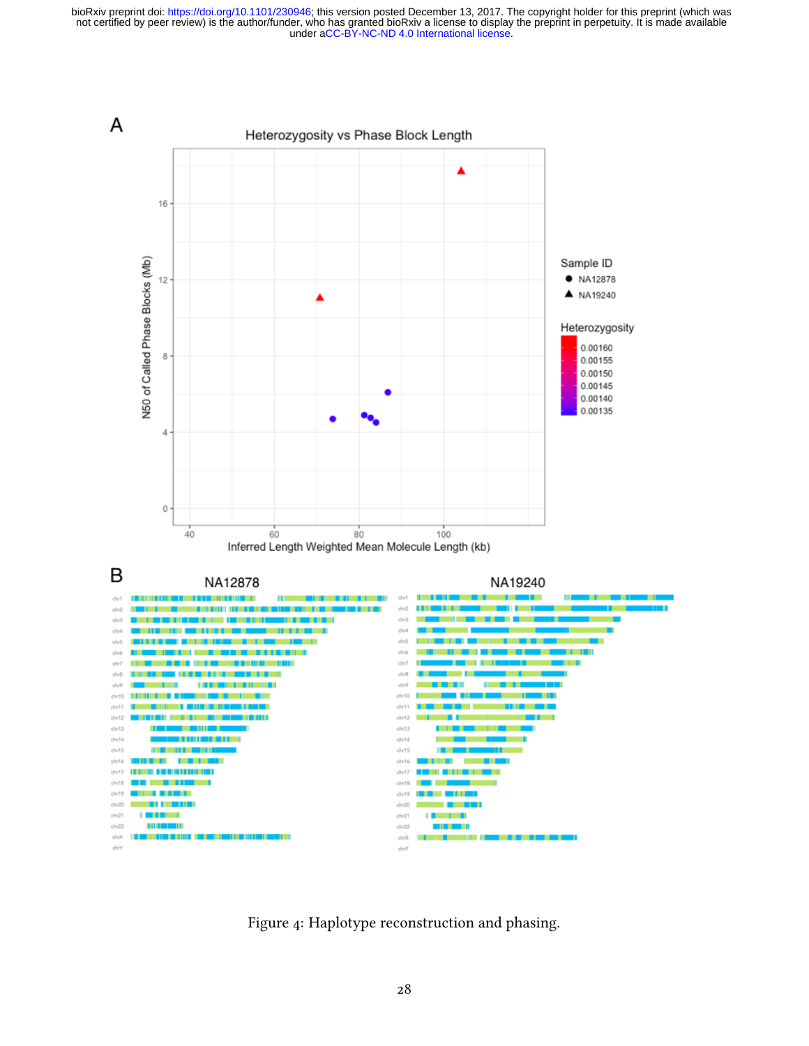Figure 4: Haplotype reconstruction and phasing.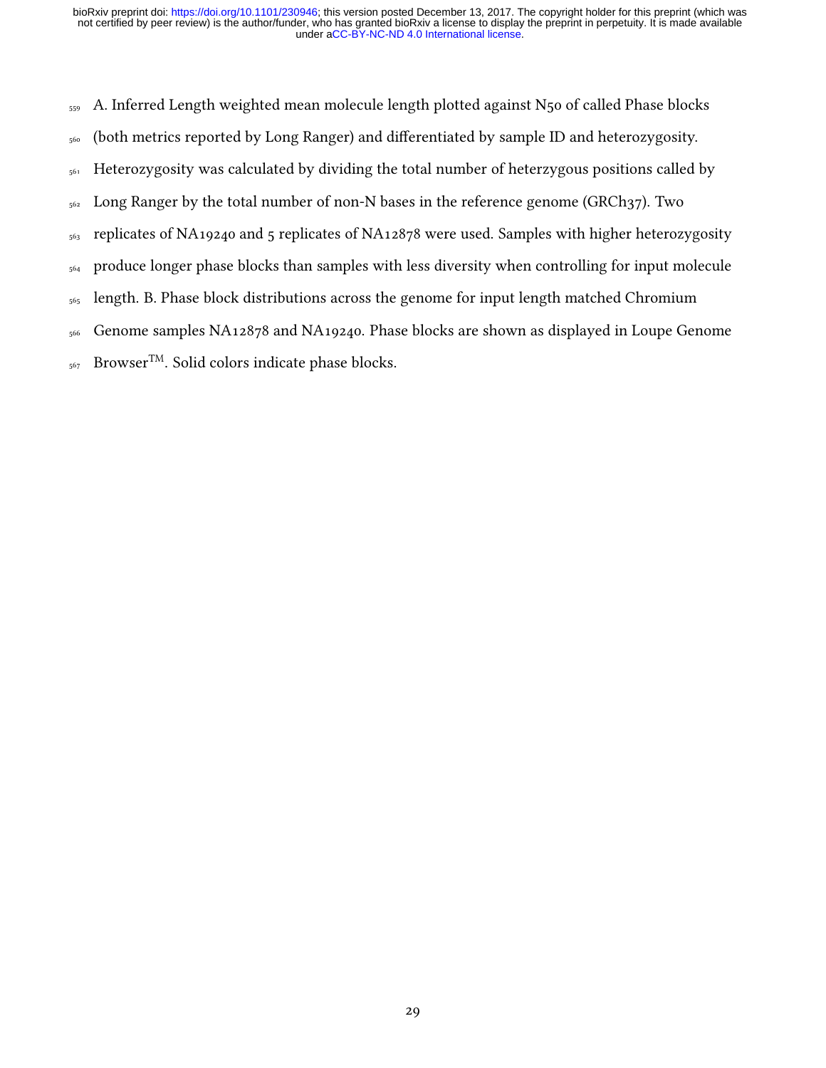A. Inferred Length weighted mean molecule length plotted against N50 of called Phase blocks (both metrics reported by Long Ranger) and differentiated by sample ID and heterozygosity. Heterozygosity was calculated by dividing the total number of heterzygous positions called by Long Ranger by the total number of non-N bases in the reference genome (GRCh37). Two replicates of NA19240 and 5 replicates of NA12878 were used. Samples with higher heterozygosity produce longer phase blocks than samples with less diversity when controlling for input molecule length. B. Phase block distributions across the genome for input length matched Chromium Genome samples NA12878 and NA19240. Phase blocks are shown as displayed in Loupe Genome Browser™. Solid colors indicate phase blocks.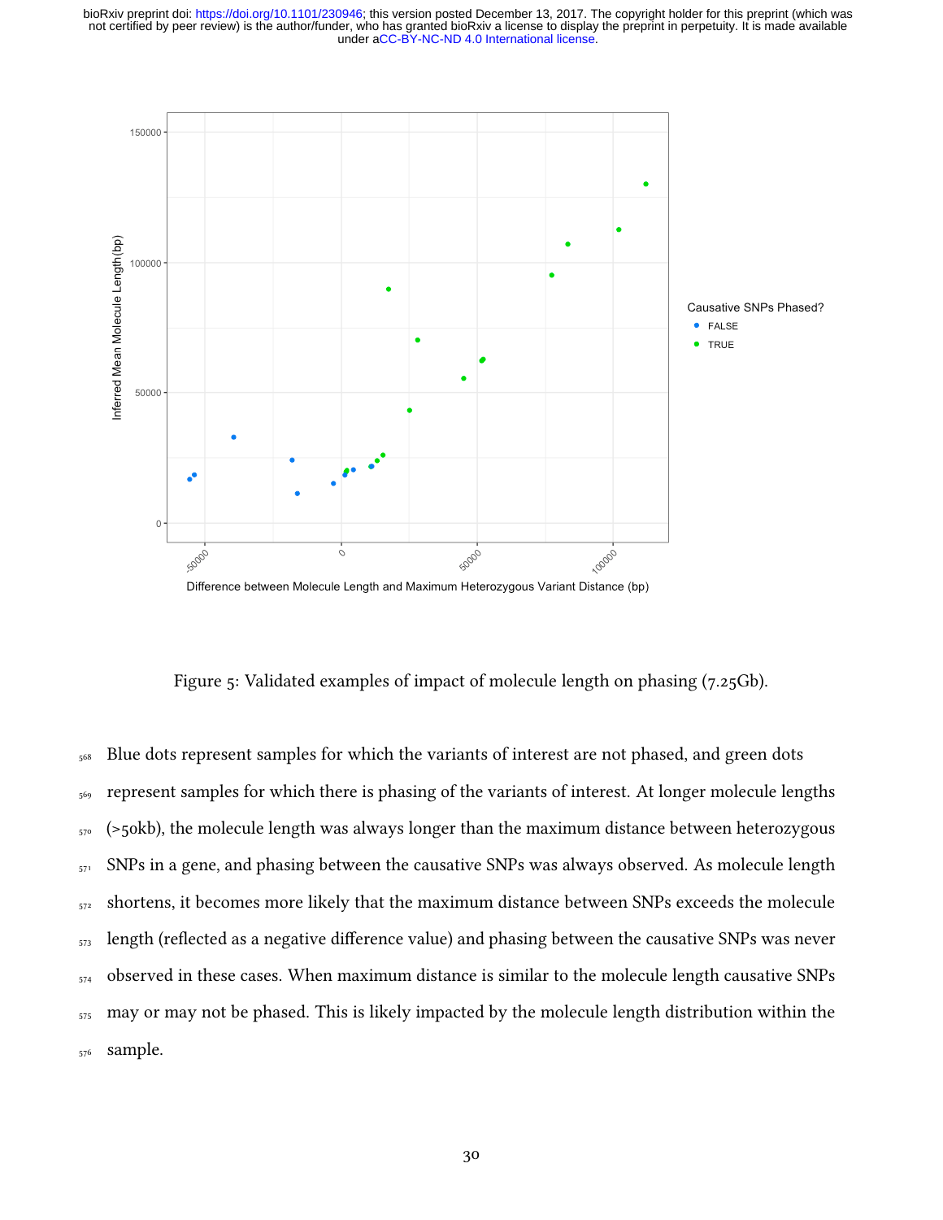Figure 5: Validated examples of impact of molecule length on phasing (7.25Gb).

Blue dots represent samples for which the variants of interest are not phased, and green dots represent samples for which there is phasing of the variants of interest. At longer molecule lengths (>50kb), the molecule length was always longer than the maximum distance between heterozygous SNPs in a gene, and phasing between the causative SNPs was always observed. As molecule length shortens, it becomes more likely that the maximum distance between SNPs exceeds the molecule length (reflected as a negative difference value) and phasing between the causative SNPs was never observed in these cases. When maximum distance is similar to the molecule length causative SNPs may or may not be phased. This is likely impacted by the molecule length distribution within the sample.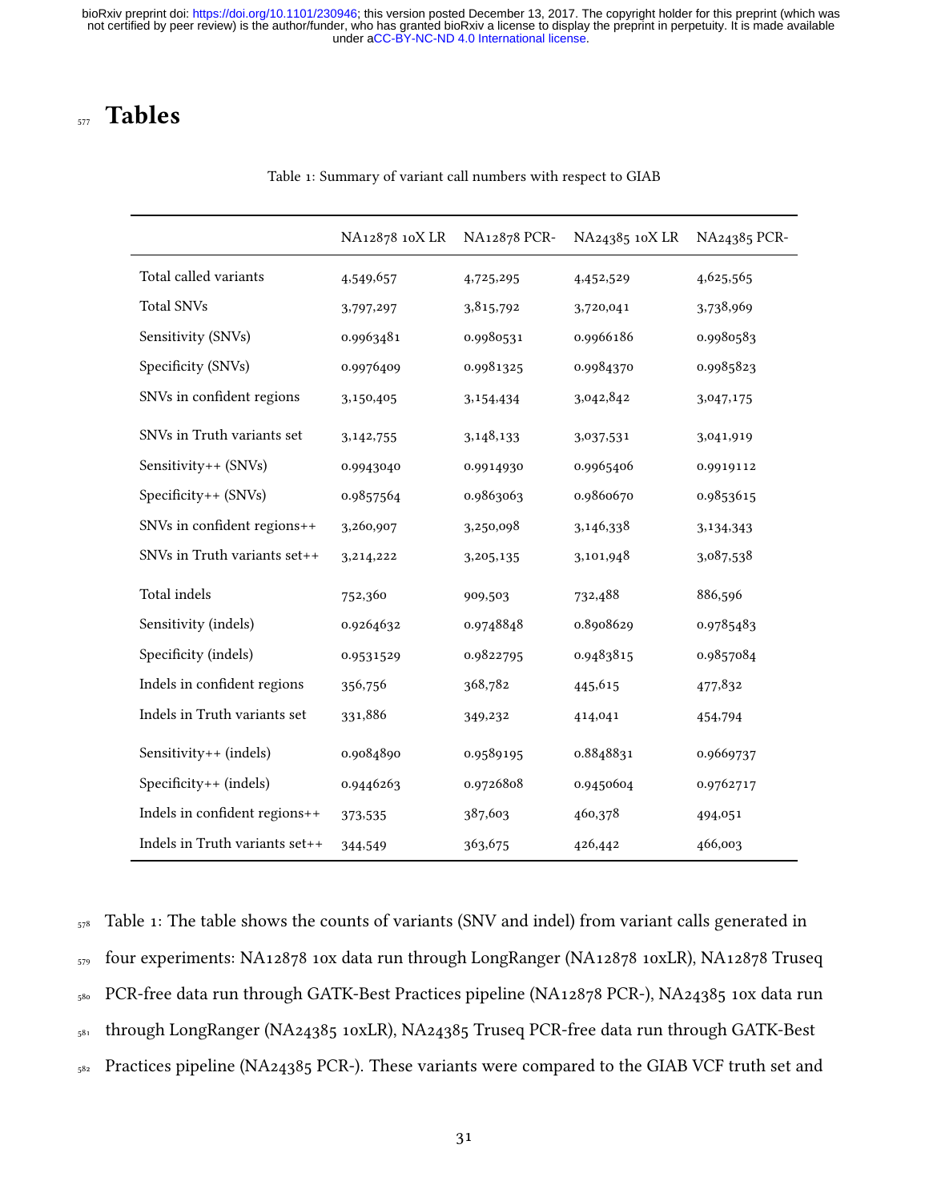# Tables

Table 1: Summary of variant call numbers with respect to GIAB

| | NA12878 10X LR | NA12878 PCR- | NA24385 10X LR | NA24385 PCR- |
|---|---|---|---|---|
| Total called variants | 4,549,657 | 4,725,295 | 4,452,529 | 4,625,565 |
| Total SNVs | 3,797,297 | 3,815,792 | 3,720,041 | 3,738,969 |
| Sensitivity (SNVs) | 0.9963481 | 0.9980531 | 0.9966186 | 0.9980583 |
| Specificity (SNVs) | 0.9976409 | 0.9981325 | 0.9984370 | 0.9985823 |
| SNVs in confident regions | 3,150,405 | 3,154,434 | 3,042,842 | 3,047,175 |
| SNVs in Truth variants set | 3,142,755 | 3,148,133 | 3,037,531 | 3,041,919 |
| Sensitivity++ (SNVs) | 0.9943040 | 0.9914930 | 0.9965406 | 0.9919112 |
| Specificity++ (SNVs) | 0.9857564 | 0.9863063 | 0.9860670 | 0.9853615 |
| SNVs in confident regions++ | 3,260,907 | 3,250,098 | 3,146,338 | 3,134,343 |
| SNVs in Truth variants set++ | 3,214,222 | 3,205,135 | 3,101,948 | 3,087,538 |
| Total indels | 752,360 | 909,503 | 732,488 | 886,596 |
| Sensitivity (indels) | 0.9264632 | 0.9748848 | 0.8908629 | 0.9785483 |
| Specificity (indels) | 0.9531529 | 0.9822795 | 0.9483815 | 0.9857084 |
| Indels in confident regions | 356,756 | 368,782 | 445,615 | 477,832 |
| Indels in Truth variants set | 331,886 | 349,232 | 414,041 | 454,794 |
| Sensitivity++ (indels) | 0.9084890 | 0.9589195 | 0.8848831 | 0.9669737 |
| Specificity++ (indels) | 0.9446263 | 0.9726808 | 0.9450604 | 0.9762717 |
| Indels in confident regions++ | 373,535 | 387,603 | 460,378 | 494,051 |
| Indels in Truth variants set++ | 344,549 | 363,675 | 426,442 | 466,003 |

Table 1: The table shows the counts of variants (SNV and indel) from variant calls generated in four experiments: NA12878 10x data run through LongRanger (NA12878 10xLR), NA12878 Truseq PCR-free data run through GATK-Best Practices pipeline (NA12878 PCR-), NA24385 10x data run through LongRanger (NA24385 10xLR), NA24385 Truseq PCR-free data run through GATK-Best Practices pipeline (NA24385 PCR-). These variants were compared to the GIAB VCF truth set and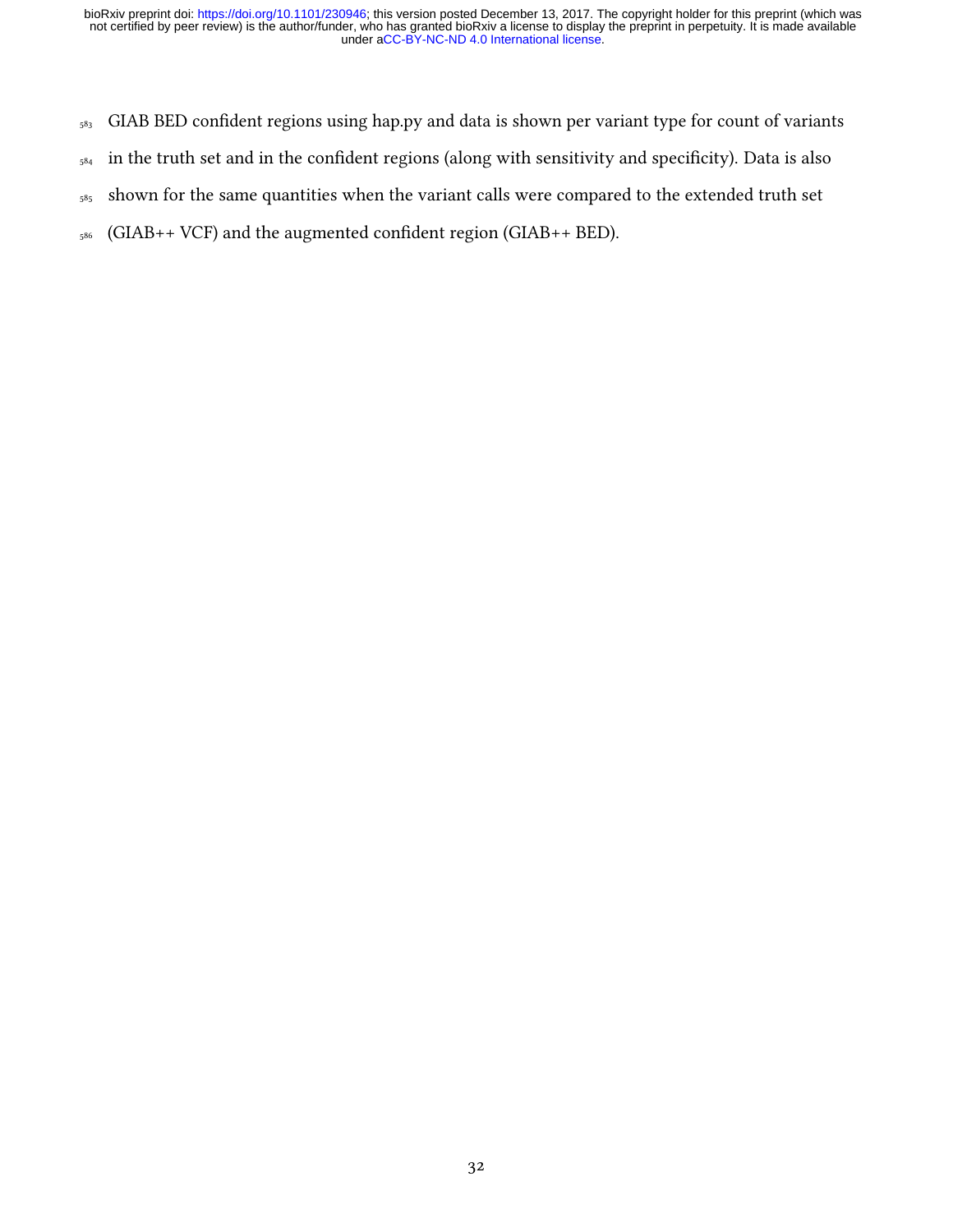GIAB BED confident regions using hap.py and data is shown per variant type for count of variants in the truth set and in the confident regions (along with sensitivity and specificity). Data is also shown for the same quantities when the variant calls were compared to the extended truth set (GIAB++ VCF) and the augmented confident region (GIAB++ BED).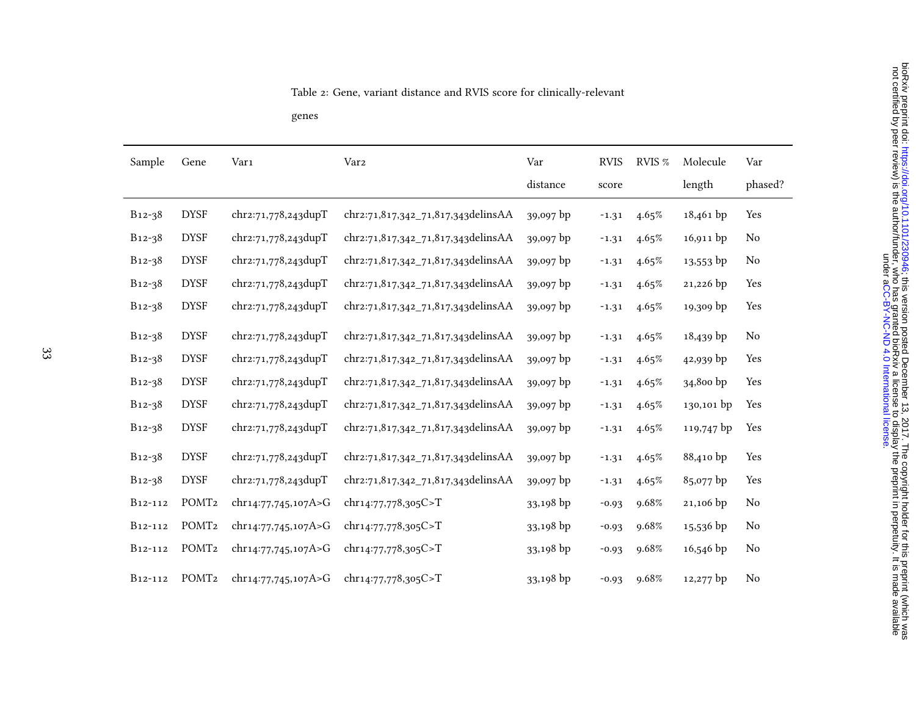Table 2: Gene, variant distance and RVIS score for clinically-relevant genes

| Sample | Gene | Var1 | Var2 | Var distance | RVIS score | RVIS % | Molecule length | Var phased? |
|---|---|---|---|---|---|---|---|---|
| B12-38 | DYSF | chr2:71,778,243dupT | chr2:71,817,342_71,817,343delinsAA | 39,097 bp | -1.31 | 4.65% | 18,461 bp | Yes |
| B12-38 | DYSF | chr2:71,778,243dupT | chr2:71,817,342_71,817,343delinsAA | 39,097 bp | -1.31 | 4.65% | 16,911 bp | No |
| B12-38 | DYSF | chr2:71,778,243dupT | chr2:71,817,342_71,817,343delinsAA | 39,097 bp | -1.31 | 4.65% | 13,553 bp | No |
| B12-38 | DYSF | chr2:71,778,243dupT | chr2:71,817,342_71,817,343delinsAA | 39,097 bp | -1.31 | 4.65% | 21,226 bp | Yes |
| B12-38 | DYSF | chr2:71,778,243dupT | chr2:71,817,342_71,817,343delinsAA | 39,097 bp | -1.31 | 4.65% | 19,309 bp | Yes |
| B12-38 | DYSF | chr2:71,778,243dupT | chr2:71,817,342_71,817,343delinsAA | 39,097 bp | -1.31 | 4.65% | 18,439 bp | No |
| B12-38 | DYSF | chr2:71,778,243dupT | chr2:71,817,342_71,817,343delinsAA | 39,097 bp | -1.31 | 4.65% | 42,939 bp | Yes |
| B12-38 | DYSF | chr2:71,778,243dupT | chr2:71,817,342_71,817,343delinsAA | 39,097 bp | -1.31 | 4.65% | 34,800 bp | Yes |
| B12-38 | DYSF | chr2:71,778,243dupT | chr2:71,817,342_71,817,343delinsAA | 39,097 bp | -1.31 | 4.65% | 130,101 bp | Yes |
| B12-38 | DYSF | chr2:71,778,243dupT | chr2:71,817,342_71,817,343delinsAA | 39,097 bp | -1.31 | 4.65% | 119,747 bp | Yes |
| B12-38 | DYSF | chr2:71,778,243dupT | chr2:71,817,342_71,817,343delinsAA | 39,097 bp | -1.31 | 4.65% | 88,410 bp | Yes |
| B12-38 | DYSF | chr2:71,778,243dupT | chr2:71,817,342_71,817,343delinsAA | 39,097 bp | -1.31 | 4.65% | 85,077 bp | Yes |
| B12-112 | POMT2 | chr14:77,745,107A>G | chr14:77,778,305C>T | 33,198 bp | -0.93 | 9.68% | 21,106 bp | No |
| B12-112 | POMT2 | chr14:77,745,107A>G | chr14:77,778,305C>T | 33,198 bp | -0.93 | 9.68% | 15,536 bp | No |
| B12-112 | POMT2 | chr14:77,745,107A>G | chr14:77,778,305C>T | 33,198 bp | -0.93 | 9.68% | 16,546 bp | No |
| B12-112 | POMT2 | chr14:77,745,107A>G | chr14:77,778,305C>T | 33,198 bp | -0.93 | 9.68% | 12,277 bp | No |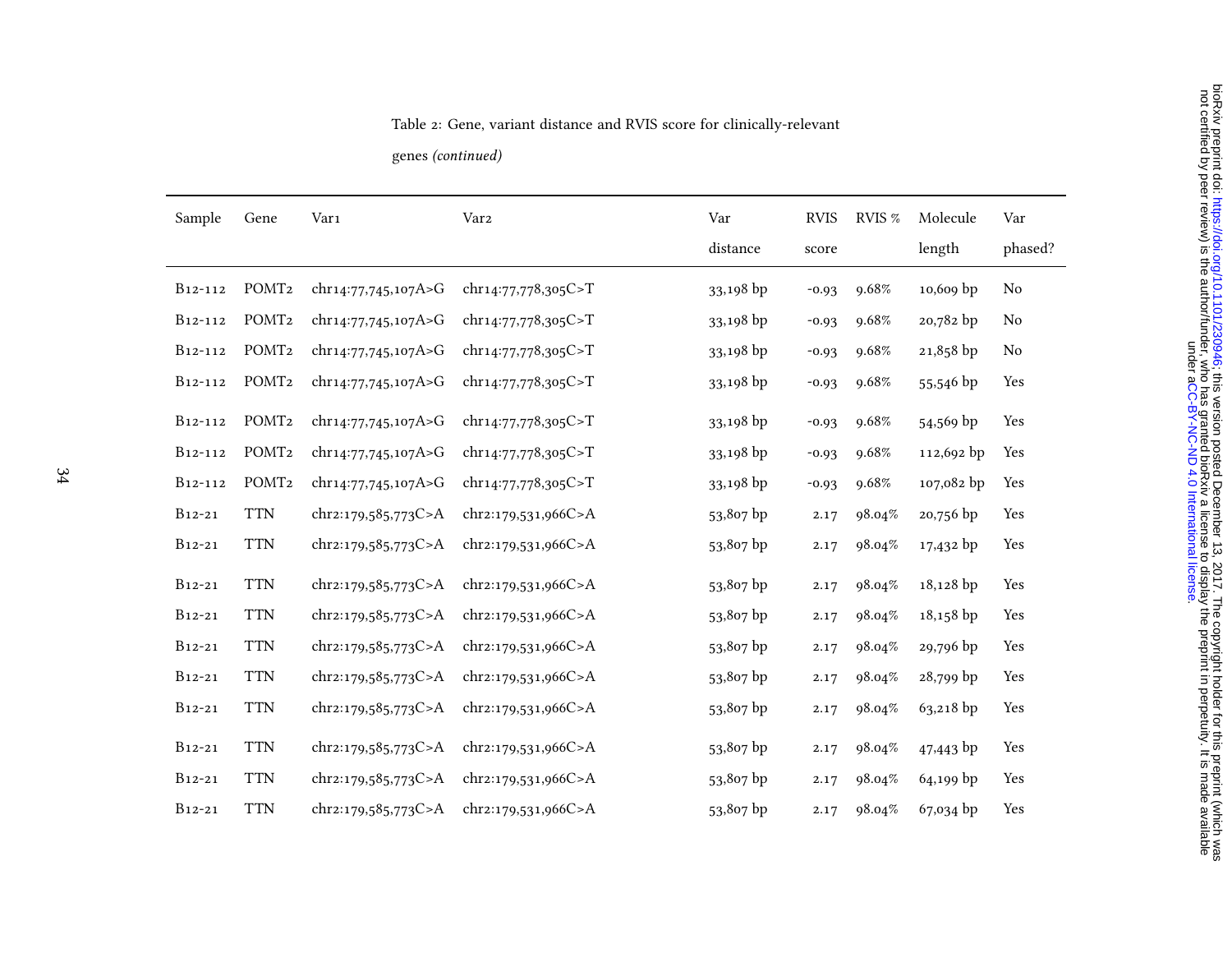Table 2: Gene, variant distance and RVIS score for clinically-relevant genes *(continued)*

| Sample | Gene | Var1 | Var2 | Var distance | RVIS score | RVIS % | Molecule length | Var phased? |
|---|---|---|---|---|---|---|---|---|
| B12-112 | POMT2 | chr14:77,745,107A>G | chr14:77,778,305C>T | 33,198 bp | -0.93 | 9.68% | 10,609 bp | No |
| B12-112 | POMT2 | chr14:77,745,107A>G | chr14:77,778,305C>T | 33,198 bp | -0.93 | 9.68% | 20,782 bp | No |
| B12-112 | POMT2 | chr14:77,745,107A>G | chr14:77,778,305C>T | 33,198 bp | -0.93 | 9.68% | 21,858 bp | No |
| B12-112 | POMT2 | chr14:77,745,107A>G | chr14:77,778,305C>T | 33,198 bp | -0.93 | 9.68% | 55,546 bp | Yes |
| B12-112 | POMT2 | chr14:77,745,107A>G | chr14:77,778,305C>T | 33,198 bp | -0.93 | 9.68% | 54,569 bp | Yes |
| B12-112 | POMT2 | chr14:77,745,107A>G | chr14:77,778,305C>T | 33,198 bp | -0.93 | 9.68% | 112,692 bp | Yes |
| B12-112 | POMT2 | chr14:77,745,107A>G | chr14:77,778,305C>T | 33,198 bp | -0.93 | 9.68% | 107,082 bp | Yes |
| B12-21 | TTN | chr2:179,585,773C>A | chr2:179,531,966C>A | 53,807 bp | 2.17 | 98.04% | 20,756 bp | Yes |
| B12-21 | TTN | chr2:179,585,773C>A | chr2:179,531,966C>A | 53,807 bp | 2.17 | 98.04% | 17,432 bp | Yes |
| B12-21 | TTN | chr2:179,585,773C>A | chr2:179,531,966C>A | 53,807 bp | 2.17 | 98.04% | 18,128 bp | Yes |
| B12-21 | TTN | chr2:179,585,773C>A | chr2:179,531,966C>A | 53,807 bp | 2.17 | 98.04% | 18,158 bp | Yes |
| B12-21 | TTN | chr2:179,585,773C>A | chr2:179,531,966C>A | 53,807 bp | 2.17 | 98.04% | 29,796 bp | Yes |
| B12-21 | TTN | chr2:179,585,773C>A | chr2:179,531,966C>A | 53,807 bp | 2.17 | 98.04% | 28,799 bp | Yes |
| B12-21 | TTN | chr2:179,585,773C>A | chr2:179,531,966C>A | 53,807 bp | 2.17 | 98.04% | 63,218 bp | Yes |
| B12-21 | TTN | chr2:179,585,773C>A | chr2:179,531,966C>A | 53,807 bp | 2.17 | 98.04% | 47,443 bp | Yes |
| B12-21 | TTN | chr2:179,585,773C>A | chr2:179,531,966C>A | 53,807 bp | 2.17 | 98.04% | 64,199 bp | Yes |
| B12-21 | TTN | chr2:179,585,773C>A | chr2:179,531,966C>A | 53,807 bp | 2.17 | 98.04% | 67,034 bp | Yes |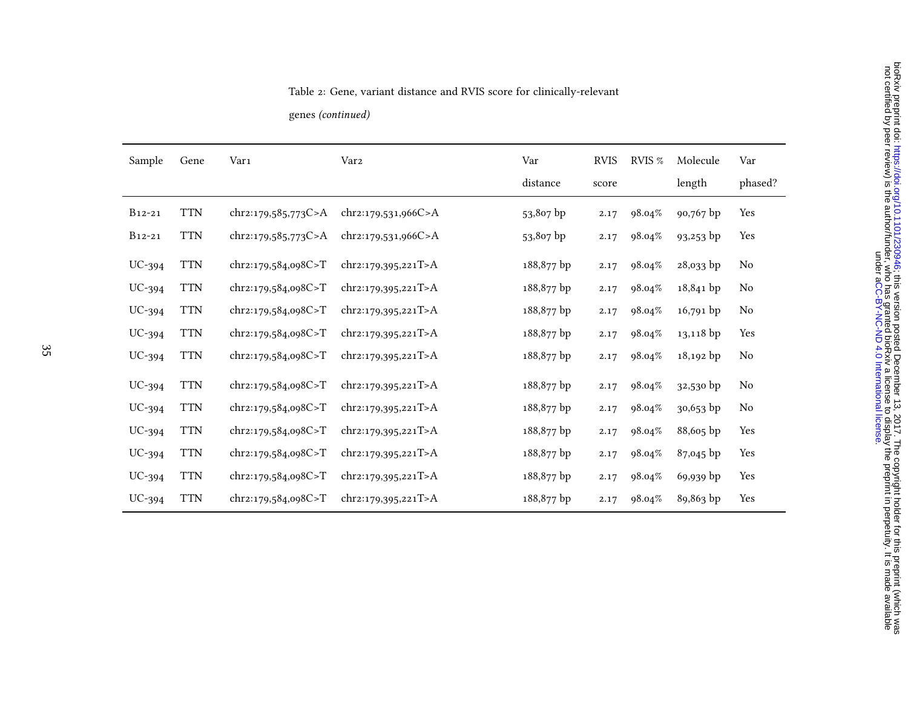Table 2: Gene, variant distance and RVIS score for clinically-relevant genes *(continued)*

| Sample | Gene | Var1 | Var2 | Var distance | RVIS score | RVIS % | Molecule length | Var phased? |
|---|---|---|---|---|---|---|---|---|
| B12-21 | TTN | chr2:179,585,773C>A | chr2:179,531,966C>A | 53,807 bp | 2.17 | 98.04% | 90,767 bp | Yes |
| B12-21 | TTN | chr2:179,585,773C>A | chr2:179,531,966C>A | 53,807 bp | 2.17 | 98.04% | 93,253 bp | Yes |
| UC-394 | TTN | chr2:179,584,098C>T | chr2:179,395,221T>A | 188,877 bp | 2.17 | 98.04% | 28,033 bp | No |
| UC-394 | TTN | chr2:179,584,098C>T | chr2:179,395,221T>A | 188,877 bp | 2.17 | 98.04% | 18,841 bp | No |
| UC-394 | TTN | chr2:179,584,098C>T | chr2:179,395,221T>A | 188,877 bp | 2.17 | 98.04% | 16,791 bp | No |
| UC-394 | TTN | chr2:179,584,098C>T | chr2:179,395,221T>A | 188,877 bp | 2.17 | 98.04% | 13,118 bp | Yes |
| UC-394 | TTN | chr2:179,584,098C>T | chr2:179,395,221T>A | 188,877 bp | 2.17 | 98.04% | 18,192 bp | No |
| UC-394 | TTN | chr2:179,584,098C>T | chr2:179,395,221T>A | 188,877 bp | 2.17 | 98.04% | 32,530 bp | No |
| UC-394 | TTN | chr2:179,584,098C>T | chr2:179,395,221T>A | 188,877 bp | 2.17 | 98.04% | 30,653 bp | No |
| UC-394 | TTN | chr2:179,584,098C>T | chr2:179,395,221T>A | 188,877 bp | 2.17 | 98.04% | 88,605 bp | Yes |
| UC-394 | TTN | chr2:179,584,098C>T | chr2:179,395,221T>A | 188,877 bp | 2.17 | 98.04% | 87,045 bp | Yes |
| UC-394 | TTN | chr2:179,584,098C>T | chr2:179,395,221T>A | 188,877 bp | 2.17 | 98.04% | 69,939 bp | Yes |
| UC-394 | TTN | chr2:179,584,098C>T | chr2:179,395,221T>A | 188,877 bp | 2.17 | 98.04% | 89,863 bp | Yes |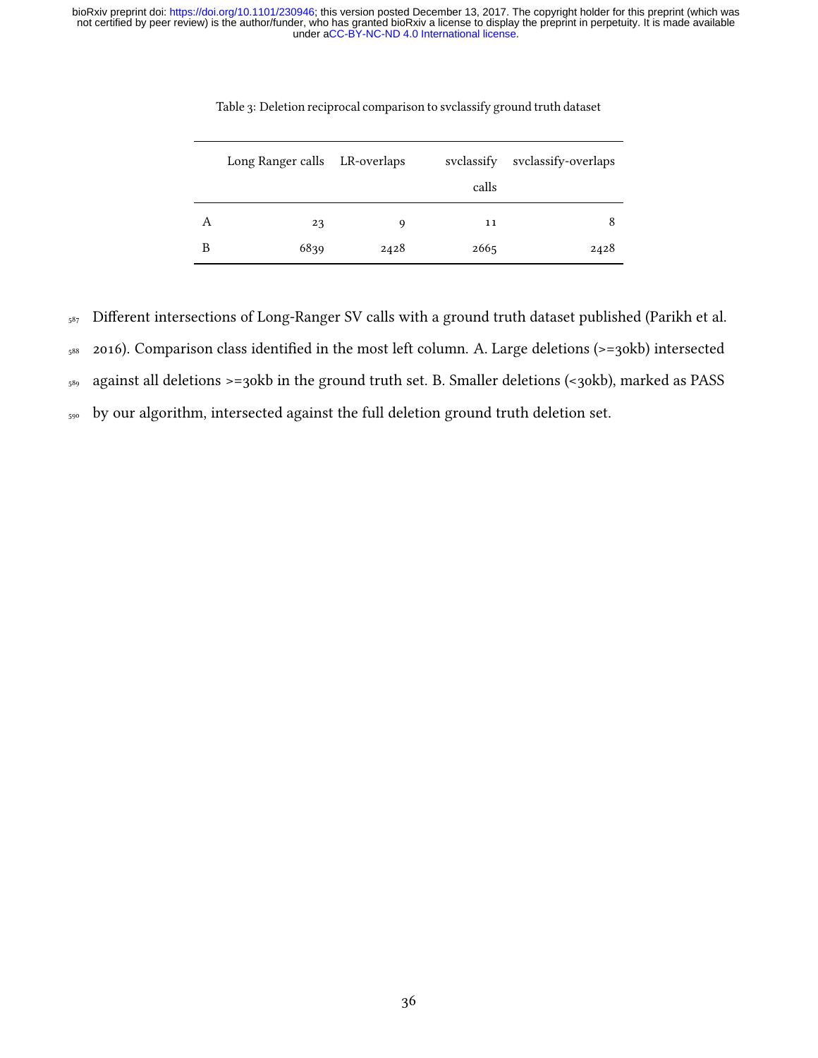Table 3: Deletion reciprocal comparison to svclassify ground truth dataset

|   | Long Ranger calls | LR-overlaps | svclassify calls | svclassify-overlaps |
|---|---|---|---|---|
| A | 23 | 9 | 11 | 8 |
| B | 6839 | 2428 | 2665 | 2428 |

Different intersections of Long-Ranger SV calls with a ground truth dataset published (Parikh et al. 2016). Comparison class identified in the most left column. A. Large deletions (>=30kb) intersected against all deletions >=30kb in the ground truth set. B. Smaller deletions (<30kb), marked as PASS by our algorithm, intersected against the full deletion ground truth deletion set.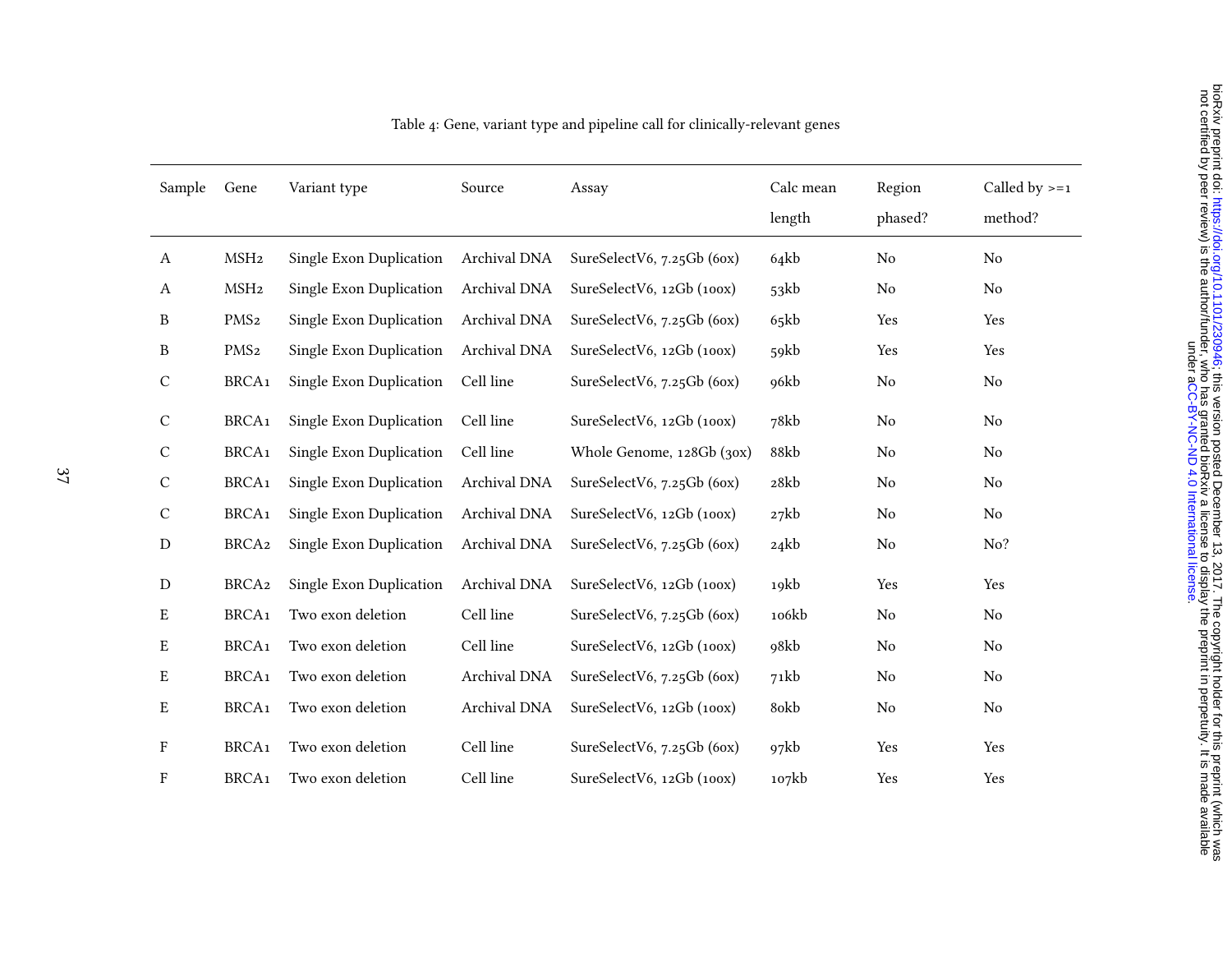Table 4: Gene, variant type and pipeline call for clinically-relevant genes

| Sample | Gene | Variant type | Source | Assay | Calc mean length | Region phased? | Called by >=1 method? |
|---|---|---|---|---|---|---|---|
| A | MSH2 | Single Exon Duplication | Archival DNA | SureSelectV6, 7.25Gb (60x) | 64kb | No | No |
| A | MSH2 | Single Exon Duplication | Archival DNA | SureSelectV6, 12Gb (100x) | 53kb | No | No |
| B | PMS2 | Single Exon Duplication | Archival DNA | SureSelectV6, 7.25Gb (60x) | 65kb | Yes | Yes |
| B | PMS2 | Single Exon Duplication | Archival DNA | SureSelectV6, 12Gb (100x) | 59kb | Yes | Yes |
| C | BRCA1 | Single Exon Duplication | Cell line | SureSelectV6, 7.25Gb (60x) | 96kb | No | No |
| C | BRCA1 | Single Exon Duplication | Cell line | SureSelectV6, 12Gb (100x) | 78kb | No | No |
| C | BRCA1 | Single Exon Duplication | Cell line | Whole Genome, 128Gb (30x) | 88kb | No | No |
| C | BRCA1 | Single Exon Duplication | Archival DNA | SureSelectV6, 7.25Gb (60x) | 28kb | No | No |
| C | BRCA1 | Single Exon Duplication | Archival DNA | SureSelectV6, 12Gb (100x) | 27kb | No | No |
| D | BRCA2 | Single Exon Duplication | Archival DNA | SureSelectV6, 7.25Gb (60x) | 24kb | No | No? |
| D | BRCA2 | Single Exon Duplication | Archival DNA | SureSelectV6, 12Gb (100x) | 19kb | Yes | Yes |
| E | BRCA1 | Two exon deletion | Cell line | SureSelectV6, 7.25Gb (60x) | 106kb | No | No |
| E | BRCA1 | Two exon deletion | Cell line | SureSelectV6, 12Gb (100x) | 98kb | No | No |
| E | BRCA1 | Two exon deletion | Archival DNA | SureSelectV6, 7.25Gb (60x) | 71kb | No | No |
| E | BRCA1 | Two exon deletion | Archival DNA | SureSelectV6, 12Gb (100x) | 80kb | No | No |
| F | BRCA1 | Two exon deletion | Cell line | SureSelectV6, 7.25Gb (60x) | 97kb | Yes | Yes |
| F | BRCA1 | Two exon deletion | Cell line | SureSelectV6, 12Gb (100x) | 107kb | Yes | Yes |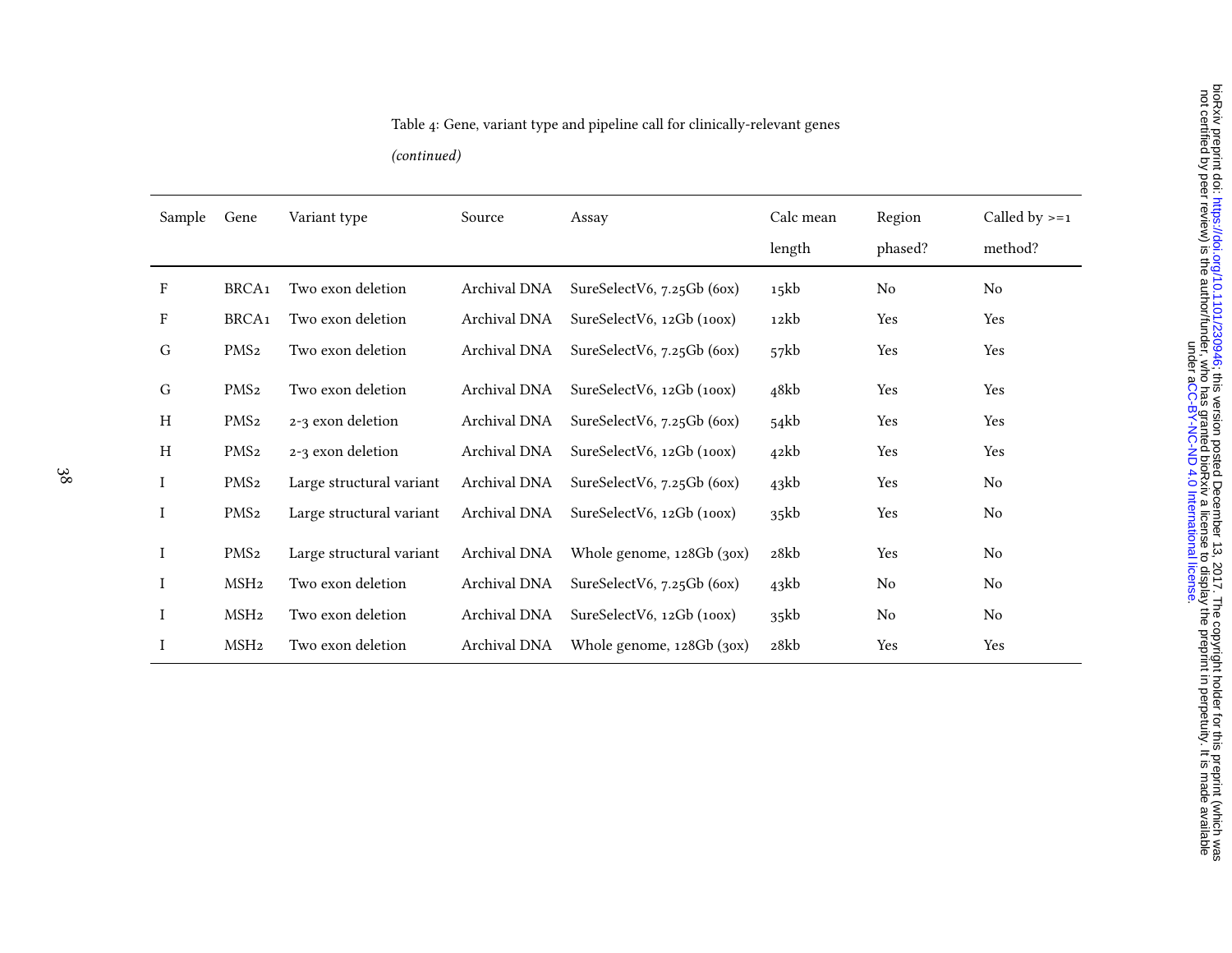Table 4: Gene, variant type and pipeline call for clinically-relevant genes

*(continued)*

| Sample | Gene | Variant type | Source | Assay | Calc mean length | Region phased? | Called by >=1 method? |
|---|---|---|---|---|---|---|---|
| F | BRCA1 | Two exon deletion | Archival DNA | SureSelectV6, 7.25Gb (60x) | 15kb | No | No |
| F | BRCA1 | Two exon deletion | Archival DNA | SureSelectV6, 12Gb (100x) | 12kb | Yes | Yes |
| G | PMS2 | Two exon deletion | Archival DNA | SureSelectV6, 7.25Gb (60x) | 57kb | Yes | Yes |
| G | PMS2 | Two exon deletion | Archival DNA | SureSelectV6, 12Gb (100x) | 48kb | Yes | Yes |
| H | PMS2 | 2-3 exon deletion | Archival DNA | SureSelectV6, 7.25Gb (60x) | 54kb | Yes | Yes |
| H | PMS2 | 2-3 exon deletion | Archival DNA | SureSelectV6, 12Gb (100x) | 42kb | Yes | Yes |
| I | PMS2 | Large structural variant | Archival DNA | SureSelectV6, 7.25Gb (60x) | 43kb | Yes | No |
| I | PMS2 | Large structural variant | Archival DNA | SureSelectV6, 12Gb (100x) | 35kb | Yes | No |
| I | PMS2 | Large structural variant | Archival DNA | Whole genome, 128Gb (30x) | 28kb | Yes | No |
| I | MSH2 | Two exon deletion | Archival DNA | SureSelectV6, 7.25Gb (60x) | 43kb | No | No |
| I | MSH2 | Two exon deletion | Archival DNA | SureSelectV6, 12Gb (100x) | 35kb | No | No |
| I | MSH2 | Two exon deletion | Archival DNA | Whole genome, 128Gb (30x) | 28kb | Yes | Yes |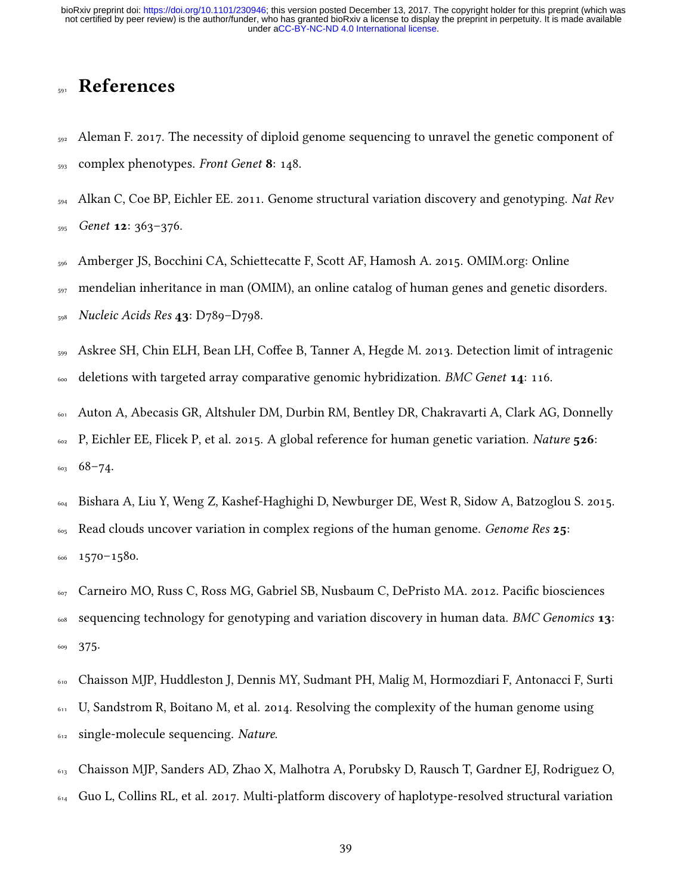# References

Aleman F. 2017. The necessity of diploid genome sequencing to unravel the genetic component of complex phenotypes. *Front Genet* **8**: 148.

Alkan C, Coe BP, Eichler EE. 2011. Genome structural variation discovery and genotyping. *Nat Rev Genet* **12**: 363–376.

Amberger JS, Bocchini CA, Schiettecatte F, Scott AF, Hamosh A. 2015. OMIM.org: Online mendelian inheritance in man (OMIM), an online catalog of human genes and genetic disorders. *Nucleic Acids Res* **43**: D789–D798.

Askree SH, Chin ELH, Bean LH, Coffee B, Tanner A, Hegde M. 2013. Detection limit of intragenic deletions with targeted array comparative genomic hybridization. *BMC Genet* **14**: 116.

Auton A, Abecasis GR, Altshuler DM, Durbin RM, Bentley DR, Chakravarti A, Clark AG, Donnelly P, Eichler EE, Flicek P, et al. 2015. A global reference for human genetic variation. *Nature* **526**: 68–74.

Bishara A, Liu Y, Weng Z, Kashef-Haghighi D, Newburger DE, West R, Sidow A, Batzoglou S. 2015. Read clouds uncover variation in complex regions of the human genome. *Genome Res* **25**: 1570–1580.

Carneiro MO, Russ C, Ross MG, Gabriel SB, Nusbaum C, DePristo MA. 2012. Pacific biosciences sequencing technology for genotyping and variation discovery in human data. *BMC Genomics* **13**: 375.

Chaisson MJP, Huddleston J, Dennis MY, Sudmant PH, Malig M, Hormozdiari F, Antonacci F, Surti U, Sandstrom R, Boitano M, et al. 2014. Resolving the complexity of the human genome using single-molecule sequencing. *Nature*.

Chaisson MJP, Sanders AD, Zhao X, Malhotra A, Porubsky D, Rausch T, Gardner EJ, Rodriguez O, Guo L, Collins RL, et al. 2017. Multi-platform discovery of haplotype-resolved structural variation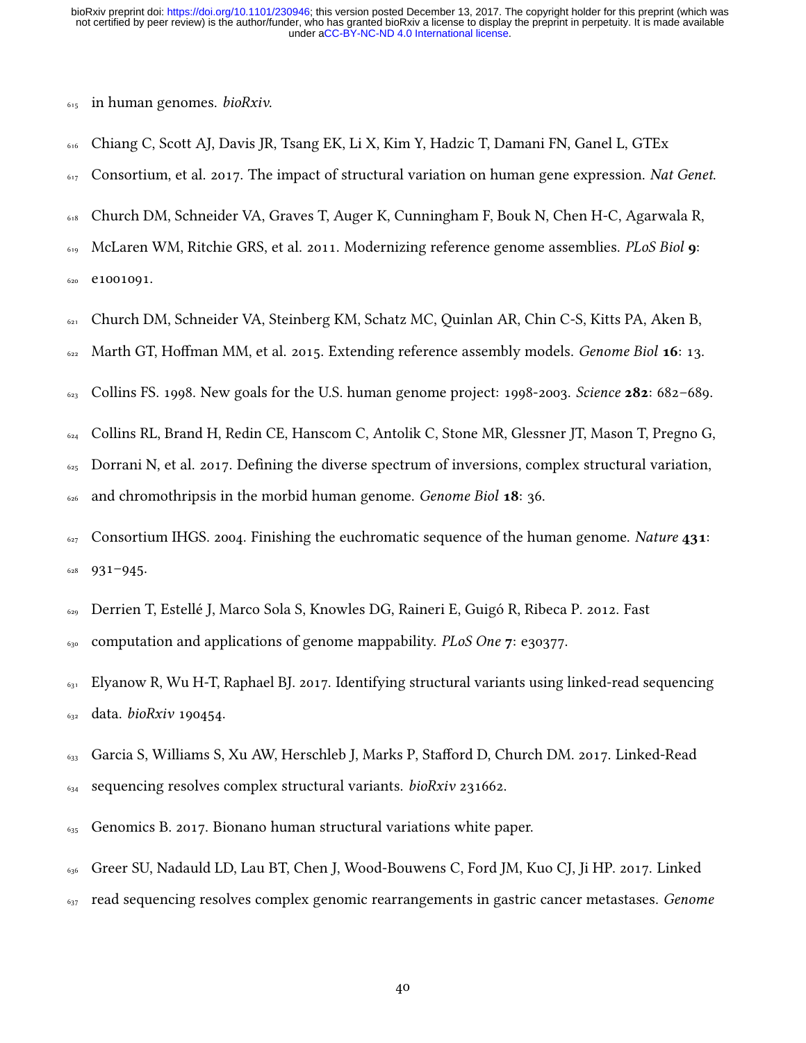in human genomes. *bioRxiv*.

Chiang C, Scott AJ, Davis JR, Tsang EK, Li X, Kim Y, Hadzic T, Damani FN, Ganel L, GTEx Consortium, et al. 2017. The impact of structural variation on human gene expression. *Nat Genet*.

Church DM, Schneider VA, Graves T, Auger K, Cunningham F, Bouk N, Chen H-C, Agarwala R, McLaren WM, Ritchie GRS, et al. 2011. Modernizing reference genome assemblies. *PLoS Biol* **9**: e1001091.

Church DM, Schneider VA, Steinberg KM, Schatz MC, Quinlan AR, Chin C-S, Kitts PA, Aken B, Marth GT, Hoffman MM, et al. 2015. Extending reference assembly models. *Genome Biol* **16**: 13.

Collins FS. 1998. New goals for the U.S. human genome project: 1998-2003. *Science* **282**: 682–689.

Collins RL, Brand H, Redin CE, Hanscom C, Antolik C, Stone MR, Glessner JT, Mason T, Pregno G, Dorrani N, et al. 2017. Defining the diverse spectrum of inversions, complex structural variation, and chromothripsis in the morbid human genome. *Genome Biol* **18**: 36.

Consortium IHGS. 2004. Finishing the euchromatic sequence of the human genome. *Nature* **431**: 931–945.

Derrien T, Estellé J, Marco Sola S, Knowles DG, Raineri E, Guigó R, Ribeca P. 2012. Fast computation and applications of genome mappability. *PLoS One* **7**: e30377.

Elyanow R, Wu H-T, Raphael BJ. 2017. Identifying structural variants using linked-read sequencing data. *bioRxiv* 190454.

Garcia S, Williams S, Xu AW, Herschleb J, Marks P, Stafford D, Church DM. 2017. Linked-Read sequencing resolves complex structural variants. *bioRxiv* 231662.

Genomics B. 2017. Bionano human structural variations white paper.

Greer SU, Nadauld LD, Lau BT, Chen J, Wood-Bouwens C, Ford JM, Kuo CJ, Ji HP. 2017. Linked read sequencing resolves complex genomic rearrangements in gastric cancer metastases. *Genome*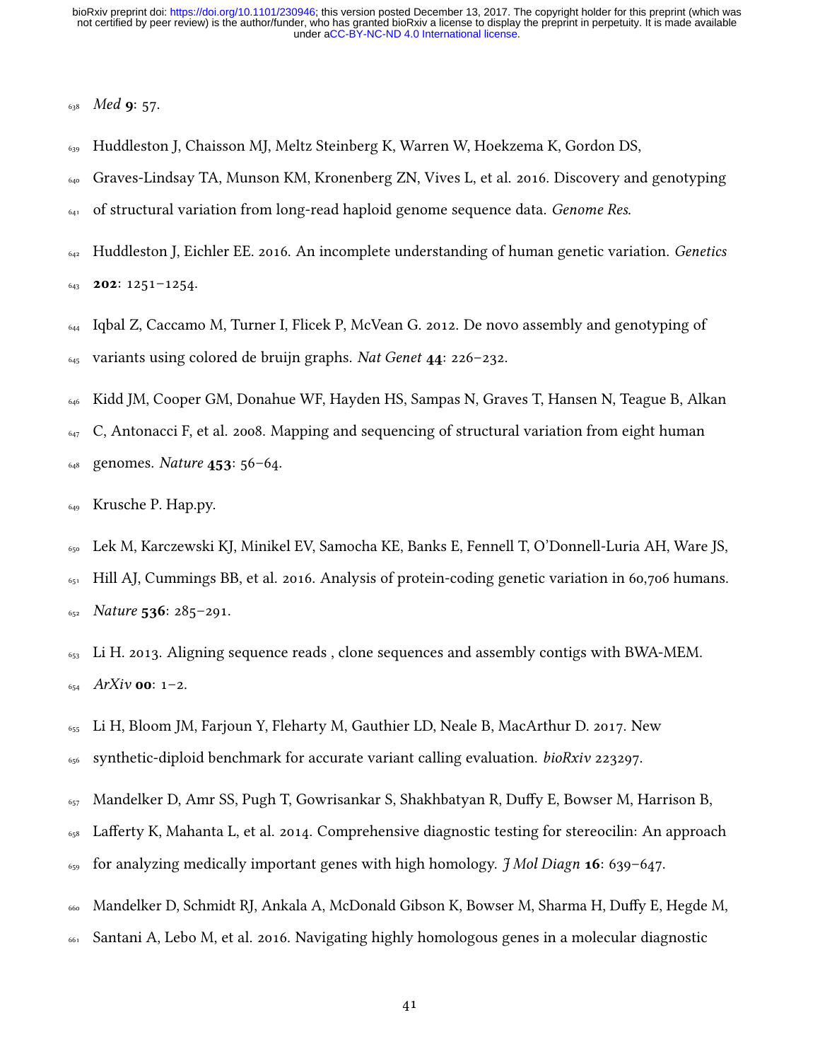*Med* **9**: 57.

Huddleston J, Chaisson MJ, Meltz Steinberg K, Warren W, Hoekzema K, Gordon DS, Graves-Lindsay TA, Munson KM, Kronenberg ZN, Vives L, et al. 2016. Discovery and genotyping of structural variation from long-read haploid genome sequence data. *Genome Res.*

Huddleston J, Eichler EE. 2016. An incomplete understanding of human genetic variation. *Genetics* **202**: 1251–1254.

Iqbal Z, Caccamo M, Turner I, Flicek P, McVean G. 2012. De novo assembly and genotyping of variants using colored de bruijn graphs. *Nat Genet* **44**: 226–232.

Kidd JM, Cooper GM, Donahue WF, Hayden HS, Sampas N, Graves T, Hansen N, Teague B, Alkan C, Antonacci F, et al. 2008. Mapping and sequencing of structural variation from eight human genomes. *Nature* **453**: 56–64.

Krusche P. Hap.py.

Lek M, Karczewski KJ, Minikel EV, Samocha KE, Banks E, Fennell T, O'Donnell-Luria AH, Ware JS, Hill AJ, Cummings BB, et al. 2016. Analysis of protein-coding genetic variation in 60,706 humans. *Nature* **536**: 285–291.

Li H. 2013. Aligning sequence reads , clone sequences and assembly contigs with BWA-MEM. *ArXiv* **00**: 1–2.

Li H, Bloom JM, Farjoun Y, Fleharty M, Gauthier LD, Neale B, MacArthur D. 2017. New synthetic-diploid benchmark for accurate variant calling evaluation. *bioRxiv* 223297.

Mandelker D, Amr SS, Pugh T, Gowrisankar S, Shakhbatyan R, Duffy E, Bowser M, Harrison B, Lafferty K, Mahanta L, et al. 2014. Comprehensive diagnostic testing for stereocilin: An approach for analyzing medically important genes with high homology. *J Mol Diagn* **16**: 639–647.

Mandelker D, Schmidt RJ, Ankala A, McDonald Gibson K, Bowser M, Sharma H, Duffy E, Hegde M, Santani A, Lebo M, et al. 2016. Navigating highly homologous genes in a molecular diagnostic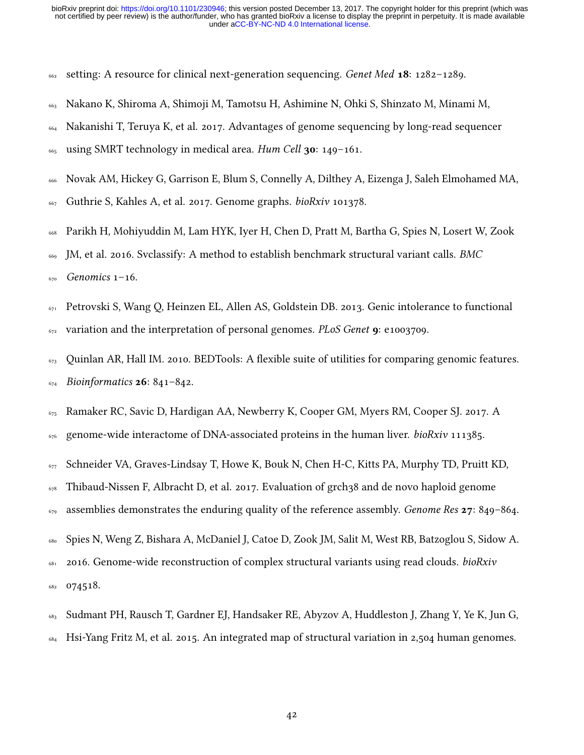setting: A resource for clinical next-generation sequencing. *Genet Med* **18**: 1282–1289.

Nakano K, Shiroma A, Shimoji M, Tamotsu H, Ashimine N, Ohki S, Shinzato M, Minami M, Nakanishi T, Teruya K, et al. 2017. Advantages of genome sequencing by long-read sequencer using SMRT technology in medical area. *Hum Cell* **30**: 149–161.

Novak AM, Hickey G, Garrison E, Blum S, Connelly A, Dilthey A, Eizenga J, Saleh Elmohamed MA, Guthrie S, Kahles A, et al. 2017. Genome graphs. *bioRxiv* 101378.

Parikh H, Mohiyuddin M, Lam HYK, Iyer H, Chen D, Pratt M, Bartha G, Spies N, Losert W, Zook JM, et al. 2016. Svclassify: A method to establish benchmark structural variant calls. *BMC Genomics* 1–16.

Petrovski S, Wang Q, Heinzen EL, Allen AS, Goldstein DB. 2013. Genic intolerance to functional variation and the interpretation of personal genomes. *PLoS Genet* **9**: e1003709.

Quinlan AR, Hall IM. 2010. BEDTools: A flexible suite of utilities for comparing genomic features. *Bioinformatics* **26**: 841–842.

Ramaker RC, Savic D, Hardigan AA, Newberry K, Cooper GM, Myers RM, Cooper SJ. 2017. A genome-wide interactome of DNA-associated proteins in the human liver. *bioRxiv* 111385.

Schneider VA, Graves-Lindsay T, Howe K, Bouk N, Chen H-C, Kitts PA, Murphy TD, Pruitt KD, Thibaud-Nissen F, Albracht D, et al. 2017. Evaluation of grch38 and de novo haploid genome assemblies demonstrates the enduring quality of the reference assembly. *Genome Res* **27**: 849–864.

Spies N, Weng Z, Bishara A, McDaniel J, Catoe D, Zook JM, Salit M, West RB, Batzoglou S, Sidow A. 2016. Genome-wide reconstruction of complex structural variants using read clouds. *bioRxiv* 074518.

Sudmant PH, Rausch T, Gardner EJ, Handsaker RE, Abyzov A, Huddleston J, Zhang Y, Ye K, Jun G, Hsi-Yang Fritz M, et al. 2015. An integrated map of structural variation in 2,504 human genomes.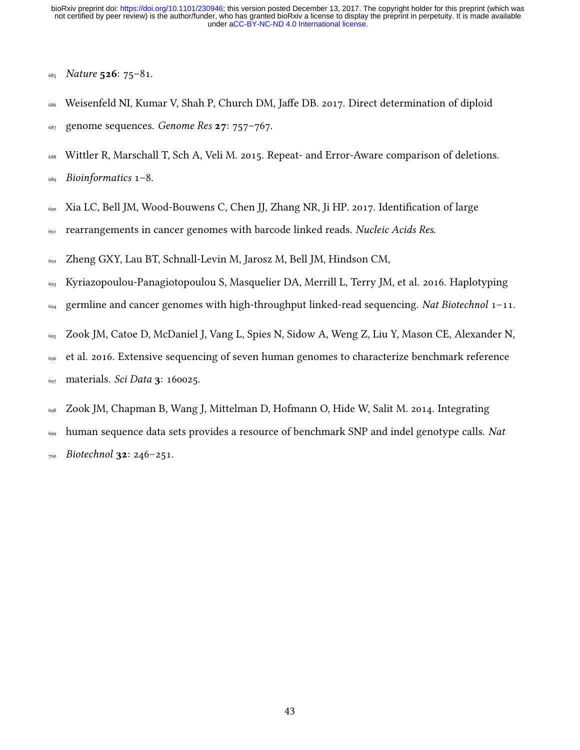*Nature* **526**: 75–81.

Weisenfeld NI, Kumar V, Shah P, Church DM, Jaffe DB. 2017. Direct determination of diploid genome sequences. *Genome Res* **27**: 757–767.

Wittler R, Marschall T, Sch A, Veli M. 2015. Repeat- and Error-Aware comparison of deletions. *Bioinformatics* 1–8.

Xia LC, Bell JM, Wood-Bouwens C, Chen JJ, Zhang NR, Ji HP. 2017. Identification of large rearrangements in cancer genomes with barcode linked reads. *Nucleic Acids Res*.

Zheng GXY, Lau BT, Schnall-Levin M, Jarosz M, Bell JM, Hindson CM, Kyriazopoulou-Panagiotopoulou S, Masquelier DA, Merrill L, Terry JM, et al. 2016. Haplotyping germline and cancer genomes with high-throughput linked-read sequencing. *Nat Biotechnol* 1–11.

Zook JM, Catoe D, McDaniel J, Vang L, Spies N, Sidow A, Weng Z, Liu Y, Mason CE, Alexander N, et al. 2016. Extensive sequencing of seven human genomes to characterize benchmark reference materials. *Sci Data* **3**: 160025.

Zook JM, Chapman B, Wang J, Mittelman D, Hofmann O, Hide W, Salit M. 2014. Integrating human sequence data sets provides a resource of benchmark SNP and indel genotype calls. *Nat Biotechnol* **32**: 246–251.